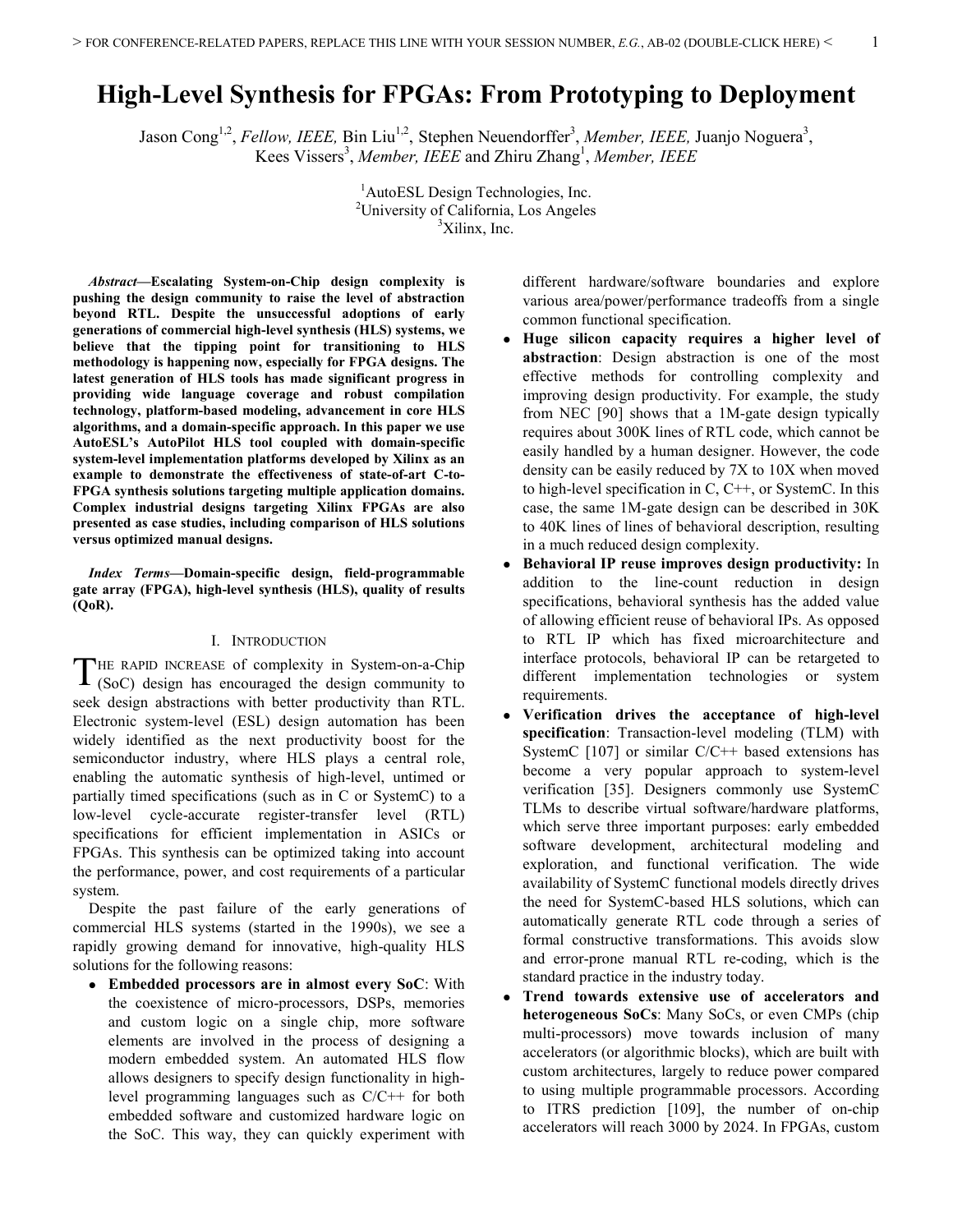# High-Level Synthesis for FPGAs: From Prototyping to Deployment

Jason Cong[1,2], *Fellow, IEEE,* Bin Liu[1,2], Stephen Neuendorffer[3], *Member, IEEE,* Juanjo Noguera[3], Kees Vissers[3], *Member, IEEE* and Zhiru Zhang[1], *Member, IEEE*

[1]AutoESL Design Technologies, Inc.
[2]University of California, Los Angeles
[3]Xilinx, Inc.

***Abstract*—Escalating System-on-Chip design complexity is pushing the design community to raise the level of abstraction beyond RTL. Despite the unsuccessful adoptions of early generations of commercial high-level synthesis (HLS) systems, we believe that the tipping point for transitioning to HLS methodology is happening now, especially for FPGA designs. The latest generation of HLS tools has made significant progress in providing wide language coverage and robust compilation technology, platform-based modeling, advancement in core HLS algorithms, and a domain-specific approach. In this paper we use AutoESL's AutoPilot HLS tool coupled with domain-specific system-level implementation platforms developed by Xilinx as an example to demonstrate the effectiveness of state-of-art C-to-FPGA synthesis solutions targeting multiple application domains. Complex industrial designs targeting Xilinx FPGAs are also presented as case studies, including comparison of HLS solutions versus optimized manual designs.**

***Index Terms*—Domain-specific design, field-programmable gate array (FPGA), high-level synthesis (HLS), quality of results (QoR).**

## I. Introduction

The rapid increase of complexity in System-on-a-Chip (SoC) design has encouraged the design community to seek design abstractions with better productivity than RTL. Electronic system-level (ESL) design automation has been widely identified as the next productivity boost for the semiconductor industry, where HLS plays a central role, enabling the automatic synthesis of high-level, untimed or partially timed specifications (such as in C or SystemC) to a low-level cycle-accurate register-transfer level (RTL) specifications for efficient implementation in ASICs or FPGAs. This synthesis can be optimized taking into account the performance, power, and cost requirements of a particular system.

Despite the past failure of the early generations of commercial HLS systems (started in the 1990s), we see a rapidly growing demand for innovative, high-quality HLS solutions for the following reasons:

- **Embedded processors are in almost every SoC**: With the coexistence of micro-processors, DSPs, memories and custom logic on a single chip, more software elements are involved in the process of designing a modern embedded system. An automated HLS flow allows designers to specify design functionality in high-level programming languages such as C/C++ for both embedded software and customized hardware logic on the SoC. This way, they can quickly experiment with different hardware/software boundaries and explore various area/power/performance tradeoffs from a single common functional specification.
- **Huge silicon capacity requires a higher level of abstraction**: Design abstraction is one of the most effective methods for controlling complexity and improving design productivity. For example, the study from NEC [90] shows that a 1M-gate design typically requires about 300K lines of RTL code, which cannot be easily handled by a human designer. However, the code density can be easily reduced by 7X to 10X when moved to high-level specification in C, C++, or SystemC. In this case, the same 1M-gate design can be described in 30K to 40K lines of lines of behavioral description, resulting in a much reduced design complexity.
- **Behavioral IP reuse improves design productivity:** In addition to the line-count reduction in design specifications, behavioral synthesis has the added value of allowing efficient reuse of behavioral IPs. As opposed to RTL IP which has fixed microarchitecture and interface protocols, behavioral IP can be retargeted to different implementation technologies or system requirements.
- **Verification drives the acceptance of high-level specification**: Transaction-level modeling (TLM) with SystemC [107] or similar C/C++ based extensions has become a very popular approach to system-level verification [35]. Designers commonly use SystemC TLMs to describe virtual software/hardware platforms, which serve three important purposes: early embedded software development, architectural modeling and exploration, and functional verification. The wide availability of SystemC functional models directly drives the need for SystemC-based HLS solutions, which can automatically generate RTL code through a series of formal constructive transformations. This avoids slow and error-prone manual RTL re-coding, which is the standard practice in the industry today.
- **Trend towards extensive use of accelerators and heterogeneous SoCs**: Many SoCs, or even CMPs (chip multi-processors) move towards inclusion of many accelerators (or algorithmic blocks), which are built with custom architectures, largely to reduce power compared to using multiple programmable processors. According to ITRS prediction [109], the number of on-chip accelerators will reach 3000 by 2024. In FPGAs, custom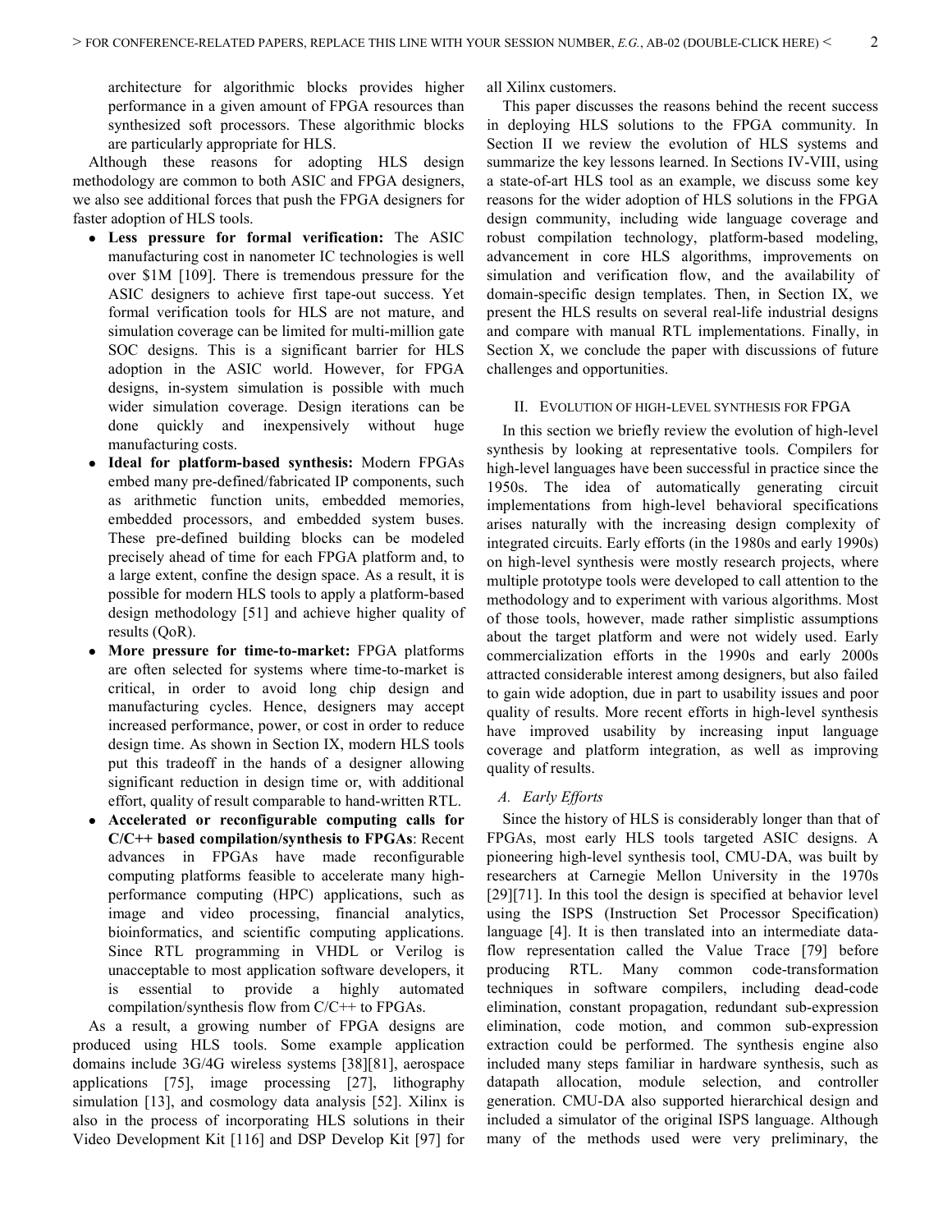architecture for algorithmic blocks provides higher performance in a given amount of FPGA resources than synthesized soft processors. These algorithmic blocks are particularly appropriate for HLS.

Although these reasons for adopting HLS design methodology are common to both ASIC and FPGA designers, we also see additional forces that push the FPGA designers for faster adoption of HLS tools.

- **Less pressure for formal verification:** The ASIC manufacturing cost in nanometer IC technologies is well over $1M [109]. There is tremendous pressure for the ASIC designers to achieve first tape-out success. Yet formal verification tools for HLS are not mature, and simulation coverage can be limited for multi-million gate SOC designs. This is a significant barrier for HLS adoption in the ASIC world. However, for FPGA designs, in-system simulation is possible with much wider simulation coverage. Design iterations can be done quickly and inexpensively without huge manufacturing costs.
- **Ideal for platform-based synthesis:** Modern FPGAs embed many pre-defined/fabricated IP components, such as arithmetic function units, embedded memories, embedded processors, and embedded system buses. These pre-defined building blocks can be modeled precisely ahead of time for each FPGA platform and, to a large extent, confine the design space. As a result, it is possible for modern HLS tools to apply a platform-based design methodology [51] and achieve higher quality of results (QoR).
- **More pressure for time-to-market:** FPGA platforms are often selected for systems where time-to-market is critical, in order to avoid long chip design and manufacturing cycles. Hence, designers may accept increased performance, power, or cost in order to reduce design time. As shown in Section IX, modern HLS tools put this tradeoff in the hands of a designer allowing significant reduction in design time or, with additional effort, quality of result comparable to hand-written RTL.
- **Accelerated or reconfigurable computing calls for C/C++ based compilation/synthesis to FPGAs**: Recent advances in FPGAs have made reconfigurable computing platforms feasible to accelerate many high-performance computing (HPC) applications, such as image and video processing, financial analytics, bioinformatics, and scientific computing applications. Since RTL programming in VHDL or Verilog is unacceptable to most application software developers, it is essential to provide a highly automated compilation/synthesis flow from C/C++ to FPGAs.

As a result, a growing number of FPGA designs are produced using HLS tools. Some example application domains include 3G/4G wireless systems [38][81], aerospace applications [75], image processing [27], lithography simulation [13], and cosmology data analysis [52]. Xilinx is also in the process of incorporating HLS solutions in their Video Development Kit [116] and DSP Develop Kit [97] for all Xilinx customers.

This paper discusses the reasons behind the recent success in deploying HLS solutions to the FPGA community. In Section II we review the evolution of HLS systems and summarize the key lessons learned. In Sections IV-VIII, using a state-of-art HLS tool as an example, we discuss some key reasons for the wider adoption of HLS solutions in the FPGA design community, including wide language coverage and robust compilation technology, platform-based modeling, advancement in core HLS algorithms, improvements on simulation and verification flow, and the availability of domain-specific design templates. Then, in Section IX, we present the HLS results on several real-life industrial designs and compare with manual RTL implementations. Finally, in Section X, we conclude the paper with discussions of future challenges and opportunities.

## II. Evolution of High-Level Synthesis for FPGA

In this section we briefly review the evolution of high-level synthesis by looking at representative tools. Compilers for high-level languages have been successful in practice since the 1950s. The idea of automatically generating circuit implementations from high-level behavioral specifications arises naturally with the increasing design complexity of integrated circuits. Early efforts (in the 1980s and early 1990s) on high-level synthesis were mostly research projects, where multiple prototype tools were developed to call attention to the methodology and to experiment with various algorithms. Most of those tools, however, made rather simplistic assumptions about the target platform and were not widely used. Early commercialization efforts in the 1990s and early 2000s attracted considerable interest among designers, but also failed to gain wide adoption, due in part to usability issues and poor quality of results. More recent efforts in high-level synthesis have improved usability by increasing input language coverage and platform integration, as well as improving quality of results.

### *A. Early Efforts*

Since the history of HLS is considerably longer than that of FPGAs, most early HLS tools targeted ASIC designs. A pioneering high-level synthesis tool, CMU-DA, was built by researchers at Carnegie Mellon University in the 1970s [29][71]. In this tool the design is specified at behavior level using the ISPS (Instruction Set Processor Specification) language [4]. It is then translated into an intermediate data-flow representation called the Value Trace [79] before producing RTL. Many common code-transformation techniques in software compilers, including dead-code elimination, constant propagation, redundant sub-expression elimination, code motion, and common sub-expression extraction could be performed. The synthesis engine also included many steps familiar in hardware synthesis, such as datapath allocation, module selection, and controller generation. CMU-DA also supported hierarchical design and included a simulator of the original ISPS language. Although many of the methods used were very preliminary, the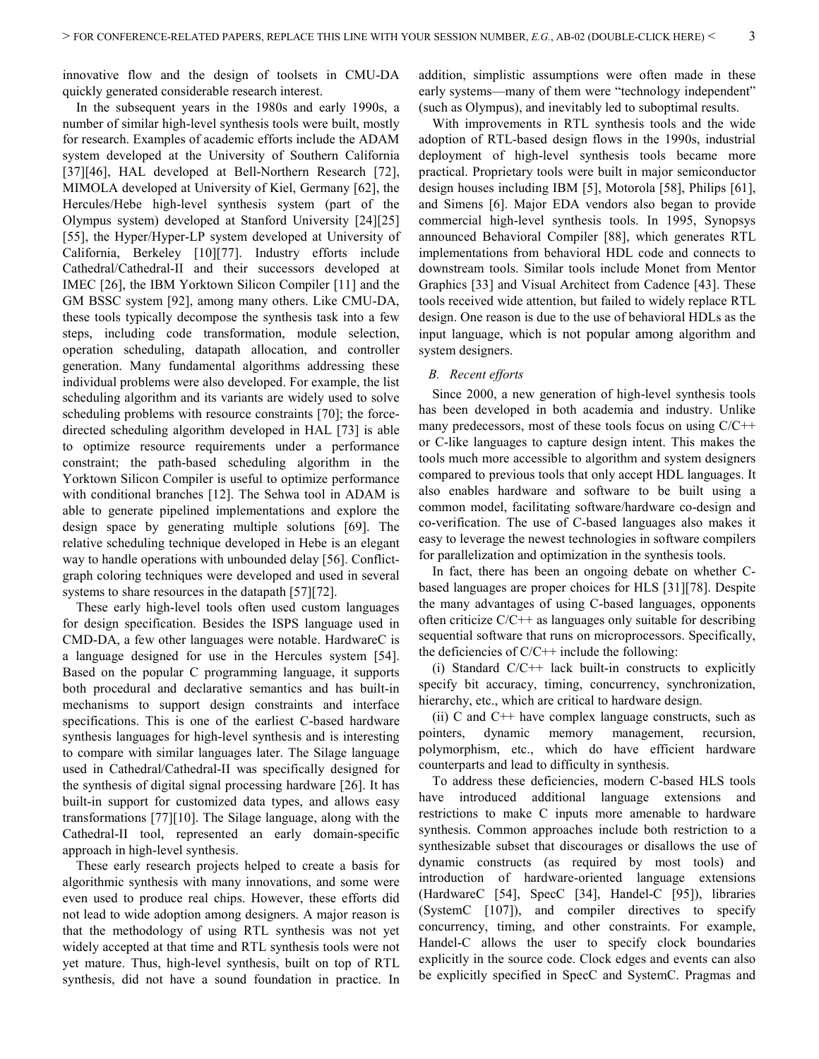innovative flow and the design of toolsets in CMU-DA quickly generated considerable research interest.

In the subsequent years in the 1980s and early 1990s, a number of similar high-level synthesis tools were built, mostly for research. Examples of academic efforts include the ADAM system developed at the University of Southern California [37][46], HAL developed at Bell-Northern Research [72], MIMOLA developed at University of Kiel, Germany [62], the Hercules/Hebe high-level synthesis system (part of the Olympus system) developed at Stanford University [24][25][55], the Hyper/Hyper-LP system developed at University of California, Berkeley [10][77]. Industry efforts include Cathedral/Cathedral-II and their successors developed at IMEC [26], the IBM Yorktown Silicon Compiler [11] and the GM BSSC system [92], among many others. Like CMU-DA, these tools typically decompose the synthesis task into a few steps, including code transformation, module selection, operation scheduling, datapath allocation, and controller generation. Many fundamental algorithms addressing these individual problems were also developed. For example, the list scheduling algorithm and its variants are widely used to solve scheduling problems with resource constraints [70]; the force-directed scheduling algorithm developed in HAL [73] is able to optimize resource requirements under a performance constraint; the path-based scheduling algorithm in the Yorktown Silicon Compiler is useful to optimize performance with conditional branches [12]. The Sehwa tool in ADAM is able to generate pipelined implementations and explore the design space by generating multiple solutions [69]. The relative scheduling technique developed in Hebe is an elegant way to handle operations with unbounded delay [56]. Conflict-graph coloring techniques were developed and used in several systems to share resources in the datapath [57][72].

These early high-level tools often used custom languages for design specification. Besides the ISPS language used in CMD-DA, a few other languages were notable. HardwareC is a language designed for use in the Hercules system [54]. Based on the popular C programming language, it supports both procedural and declarative semantics and has built-in mechanisms to support design constraints and interface specifications. This is one of the earliest C-based hardware synthesis languages for high-level synthesis and is interesting to compare with similar languages later. The Silage language used in Cathedral/Cathedral-II was specifically designed for the synthesis of digital signal processing hardware [26]. It has built-in support for customized data types, and allows easy transformations [77][10]. The Silage language, along with the Cathedral-II tool, represented an early domain-specific approach in high-level synthesis.

These early research projects helped to create a basis for algorithmic synthesis with many innovations, and some were even used to produce real chips. However, these efforts did not lead to wide adoption among designers. A major reason is that the methodology of using RTL synthesis was not yet widely accepted at that time and RTL synthesis tools were not yet mature. Thus, high-level synthesis, built on top of RTL synthesis, did not have a sound foundation in practice. In addition, simplistic assumptions were often made in these early systems—many of them were "technology independent" (such as Olympus), and inevitably led to suboptimal results.

With improvements in RTL synthesis tools and the wide adoption of RTL-based design flows in the 1990s, industrial deployment of high-level synthesis tools became more practical. Proprietary tools were built in major semiconductor design houses including IBM [5], Motorola [58], Philips [61], and Simens [6]. Major EDA vendors also began to provide commercial high-level synthesis tools. In 1995, Synopsys announced Behavioral Compiler [88], which generates RTL implementations from behavioral HDL code and connects to downstream tools. Similar tools include Monet from Mentor Graphics [33] and Visual Architect from Cadence [43]. These tools received wide attention, but failed to widely replace RTL design. One reason is due to the use of behavioral HDLs as the input language, which is not popular among algorithm and system designers.

### *B. Recent efforts*

Since 2000, a new generation of high-level synthesis tools has been developed in both academia and industry. Unlike many predecessors, most of these tools focus on using C/C++ or C-like languages to capture design intent. This makes the tools much more accessible to algorithm and system designers compared to previous tools that only accept HDL languages. It also enables hardware and software to be built using a common model, facilitating software/hardware co-design and co-verification. The use of C-based languages also makes it easy to leverage the newest technologies in software compilers for parallelization and optimization in the synthesis tools.

In fact, there has been an ongoing debate on whether C-based languages are proper choices for HLS [31][78]. Despite the many advantages of using C-based languages, opponents often criticize C/C++ as languages only suitable for describing sequential software that runs on microprocessors. Specifically, the deficiencies of C/C++ include the following:

(i) Standard C/C++ lack built-in constructs to explicitly specify bit accuracy, timing, concurrency, synchronization, hierarchy, etc., which are critical to hardware design.

(ii) C and C++ have complex language constructs, such as pointers, dynamic memory management, recursion, polymorphism, etc., which do have efficient hardware counterparts and lead to difficulty in synthesis.

To address these deficiencies, modern C-based HLS tools have introduced additional language extensions and restrictions to make C inputs more amenable to hardware synthesis. Common approaches include both restriction to a synthesizable subset that discourages or disallows the use of dynamic constructs (as required by most tools) and introduction of hardware-oriented language extensions (HardwareC [54], SpecC [34], Handel-C [95]), libraries (SystemC [107]), and compiler directives to specify concurrency, timing, and other constraints. For example, Handel-C allows the user to specify clock boundaries explicitly in the source code. Clock edges and events can also be explicitly specified in SpecC and SystemC. Pragmas and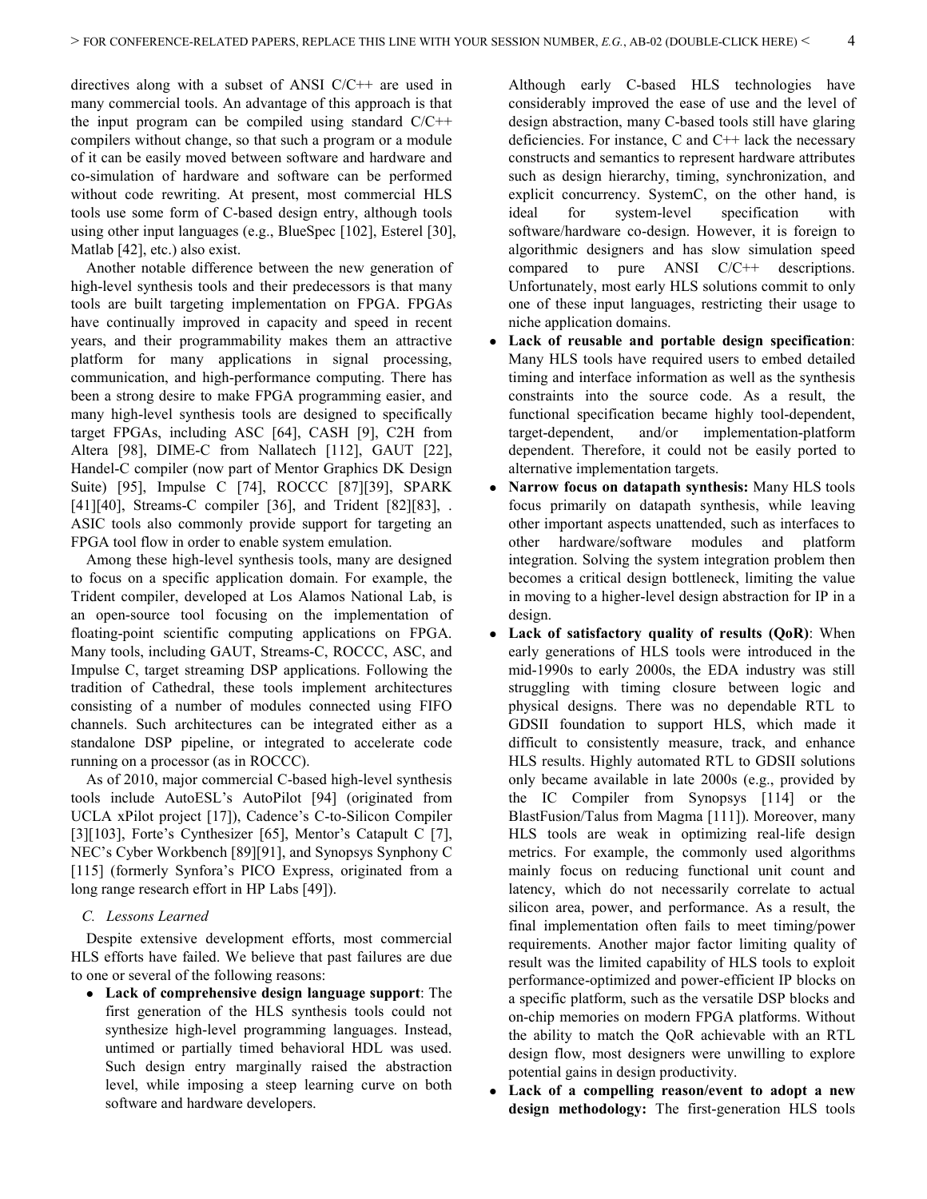directives along with a subset of ANSI C/C++ are used in many commercial tools. An advantage of this approach is that the input program can be compiled using standard C/C++ compilers without change, so that such a program or a module of it can be easily moved between software and hardware and co-simulation of hardware and software can be performed without code rewriting. At present, most commercial HLS tools use some form of C-based design entry, although tools using other input languages (e.g., BlueSpec [102], Esterel [30], Matlab [42], etc.) also exist.

Another notable difference between the new generation of high-level synthesis tools and their predecessors is that many tools are built targeting implementation on FPGA. FPGAs have continually improved in capacity and speed in recent years, and their programmability makes them an attractive platform for many applications in signal processing, communication, and high-performance computing. There has been a strong desire to make FPGA programming easier, and many high-level synthesis tools are designed to specifically target FPGAs, including ASC [64], CASH [9], C2H from Altera [98], DIME-C from Nallatech [112], GAUT [22], Handel-C compiler (now part of Mentor Graphics DK Design Suite) [95], Impulse C [74], ROCCC [87][39], SPARK [41][40], Streams-C compiler [36], and Trident [82][83], . ASIC tools also commonly provide support for targeting an FPGA tool flow in order to enable system emulation.

Among these high-level synthesis tools, many are designed to focus on a specific application domain. For example, the Trident compiler, developed at Los Alamos National Lab, is an open-source tool focusing on the implementation of floating-point scientific computing applications on FPGA. Many tools, including GAUT, Streams-C, ROCCC, ASC, and Impulse C, target streaming DSP applications. Following the tradition of Cathedral, these tools implement architectures consisting of a number of modules connected using FIFO channels. Such architectures can be integrated either as a standalone DSP pipeline, or integrated to accelerate code running on a processor (as in ROCCC).

As of 2010, major commercial C-based high-level synthesis tools include AutoESL's AutoPilot [94] (originated from UCLA xPilot project [17]), Cadence's C-to-Silicon Compiler [3][103], Forte's Cynthesizer [65], Mentor's Catapult C [7], NEC's Cyber Workbench [89][91], and Synopsys Synphony C [115] (formerly Synfora's PICO Express, originated from a long range research effort in HP Labs [49]).

### *C. Lessons Learned*

Despite extensive development efforts, most commercial HLS efforts have failed. We believe that past failures are due to one or several of the following reasons:

- **Lack of comprehensive design language support**: The first generation of the HLS synthesis tools could not synthesize high-level programming languages. Instead, untimed or partially timed behavioral HDL was used. Such design entry marginally raised the abstraction level, while imposing a steep learning curve on both software and hardware developers.

  Although early C-based HLS technologies have considerably improved the ease of use and the level of design abstraction, many C-based tools still have glaring deficiencies. For instance, C and C++ lack the necessary constructs and semantics to represent hardware attributes such as design hierarchy, timing, synchronization, and explicit concurrency. SystemC, on the other hand, is ideal for system-level specification with software/hardware co-design. However, it is foreign to algorithmic designers and has slow simulation speed compared to pure ANSI C/C++ descriptions. Unfortunately, most early HLS solutions commit to only one of these input languages, restricting their usage to niche application domains.
- **Lack of reusable and portable design specification**: Many HLS tools have required users to embed detailed timing and interface information as well as the synthesis constraints into the source code. As a result, the functional specification became highly tool-dependent, target-dependent, and/or implementation-platform dependent. Therefore, it could not be easily ported to alternative implementation targets.
- **Narrow focus on datapath synthesis:** Many HLS tools focus primarily on datapath synthesis, while leaving other important aspects unattended, such as interfaces to other hardware/software modules and platform integration. Solving the system integration problem then becomes a critical design bottleneck, limiting the value in moving to a higher-level design abstraction for IP in a design.
- **Lack of satisfactory quality of results (QoR)**: When early generations of HLS tools were introduced in the mid-1990s to early 2000s, the EDA industry was still struggling with timing closure between logic and physical designs. There was no dependable RTL to GDSII foundation to support HLS, which made it difficult to consistently measure, track, and enhance HLS results. Highly automated RTL to GDSII solutions only became available in late 2000s (e.g., provided by the IC Compiler from Synopsys [114] or the BlastFusion/Talus from Magma [111]). Moreover, many HLS tools are weak in optimizing real-life design metrics. For example, the commonly used algorithms mainly focus on reducing functional unit count and latency, which do not necessarily correlate to actual silicon area, power, and performance. As a result, the final implementation often fails to meet timing/power requirements. Another major factor limiting quality of result was the limited capability of HLS tools to exploit performance-optimized and power-efficient IP blocks on a specific platform, such as the versatile DSP blocks and on-chip memories on modern FPGA platforms. Without the ability to match the QoR achievable with an RTL design flow, most designers were unwilling to explore potential gains in design productivity.
- **Lack of a compelling reason/event to adopt a new design methodology:** The first-generation HLS tools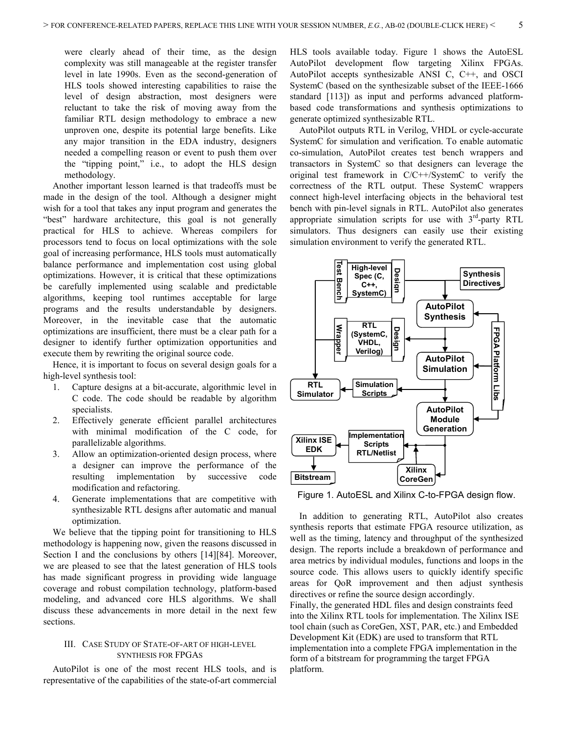were clearly ahead of their time, as the design complexity was still manageable at the register transfer level in late 1990s. Even as the second-generation of HLS tools showed interesting capabilities to raise the level of design abstraction, most designers were reluctant to take the risk of moving away from the familiar RTL design methodology to embrace a new unproven one, despite its potential large benefits. Like any major transition in the EDA industry, designers needed a compelling reason or event to push them over the "tipping point," i.e., to adopt the HLS design methodology.

Another important lesson learned is that tradeoffs must be made in the design of the tool. Although a designer might wish for a tool that takes any input program and generates the "best" hardware architecture, this goal is not generally practical for HLS to achieve. Whereas compilers for processors tend to focus on local optimizations with the sole goal of increasing performance, HLS tools must automatically balance performance and implementation cost using global optimizations. However, it is critical that these optimizations be carefully implemented using scalable and predictable algorithms, keeping tool runtimes acceptable for large programs and the results understandable by designers. Moreover, in the inevitable case that the automatic optimizations are insufficient, there must be a clear path for a designer to identify further optimization opportunities and execute them by rewriting the original source code.

Hence, it is important to focus on several design goals for a high-level synthesis tool:

1. Capture designs at a bit-accurate, algorithmic level in C code. The code should be readable by algorithm specialists.
2. Effectively generate efficient parallel architectures with minimal modification of the C code, for parallelizable algorithms.
3. Allow an optimization-oriented design process, where a designer can improve the performance of the resulting implementation by successive code modification and refactoring.
4. Generate implementations that are competitive with synthesizable RTL designs after automatic and manual optimization.

We believe that the tipping point for transitioning to HLS methodology is happening now, given the reasons discussed in Section I and the conclusions by others [14][84]. Moreover, we are pleased to see that the latest generation of HLS tools has made significant progress in providing wide language coverage and robust compilation technology, platform-based modeling, and advanced core HLS algorithms. We shall discuss these advancements in more detail in the next few sections.

## III. Case Study of State-of-art of High-Level Synthesis for FPGAs

AutoPilot is one of the most recent HLS tools, and is representative of the capabilities of the state-of-art commercial HLS tools available today. Figure 1 shows the AutoESL AutoPilot development flow targeting Xilinx FPGAs. AutoPilot accepts synthesizable ANSI C, C++, and OSCI SystemC (based on the synthesizable subset of the IEEE-1666 standard [113]) as input and performs advanced platform-based code transformations and synthesis optimizations to generate optimized synthesizable RTL.

AutoPilot outputs RTL in Verilog, VHDL or cycle-accurate SystemC for simulation and verification. To enable automatic co-simulation, AutoPilot creates test bench wrappers and transactors in SystemC so that designers can leverage the original test framework in C/C++/SystemC to verify the correctness of the RTL output. These SystemC wrappers connect high-level interfacing objects in the behavioral test bench with pin-level signals in RTL. AutoPilot also generates appropriate simulation scripts for use with 3rd-party RTL simulators. Thus designers can easily use their existing simulation environment to verify the generated RTL.

Figure 1. AutoESL and Xilinx C-to-FPGA design flow.

In addition to generating RTL, AutoPilot also creates synthesis reports that estimate FPGA resource utilization, as well as the timing, latency and throughput of the synthesized design. The reports include a breakdown of performance and area metrics by individual modules, functions and loops in the source code. This allows users to quickly identify specific areas for QoR improvement and then adjust synthesis directives or refine the source design accordingly.

Finally, the generated HDL files and design constraints feed into the Xilinx RTL tools for implementation. The Xilinx ISE tool chain (such as CoreGen, XST, PAR, etc.) and Embedded Development Kit (EDK) are used to transform that RTL implementation into a complete FPGA implementation in the form of a bitstream for programming the target FPGA platform.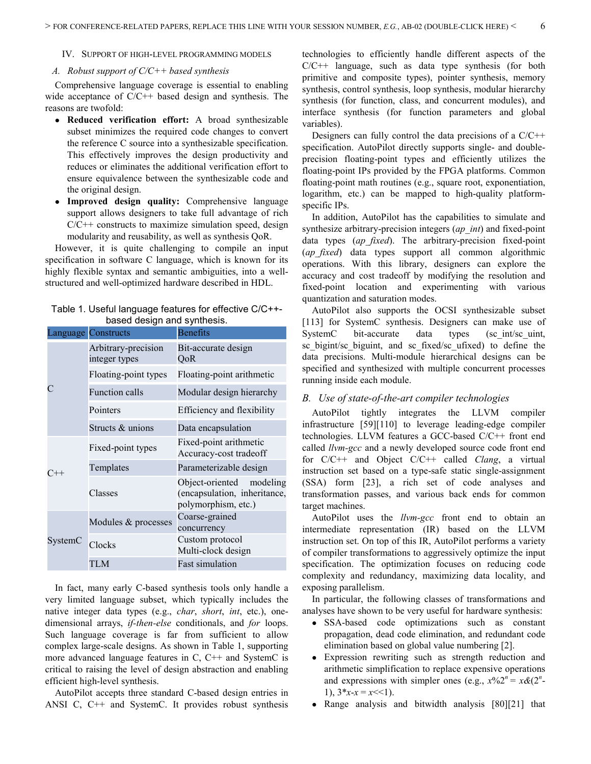## IV. Support of High-Level Programming Models

### A. Robust support of C/C++ based synthesis

Comprehensive language coverage is essential to enabling wide acceptance of C/C++ based design and synthesis. The reasons are twofold:

- **Reduced verification effort:** A broad synthesizable subset minimizes the required code changes to convert the reference C source into a synthesizable specification. This effectively improves the design productivity and reduces or eliminates the additional verification effort to ensure equivalence between the synthesizable code and the original design.
- **Improved design quality:** Comprehensive language support allows designers to take full advantage of rich C/C++ constructs to maximize simulation speed, design modularity and reusability, as well as synthesis QoR.

However, it is quite challenging to compile an input specification in software C language, which is known for its highly flexible syntax and semantic ambiguities, into a well-structured and well-optimized hardware described in HDL.

Table 1. Useful language features for effective C/C++-based design and synthesis.

| Language | Constructs | Benefits |
|---|---|---|
| C | Arbitrary-precision integer types | Bit-accurate design QoR |
| | Floating-point types | Floating-point arithmetic |
| | Function calls | Modular design hierarchy |
| | Pointers | Efficiency and flexibility |
| | Structs & unions | Data encapsulation |
| C++ | Fixed-point types | Fixed-point arithmetic Accuracy-cost tradeoff |
| | Templates | Parameterizable design |
| | Classes | Object-oriented modeling (encapsulation, inheritance, polymorphism, etc.) |
| SystemC | Modules & processes | Coarse-grained concurrency |
| | Clocks | Custom protocol Multi-clock design |
| | TLM | Fast simulation |

In fact, many early C-based synthesis tools only handle a very limited language subset, which typically includes the native integer data types (e.g., *char*, *short*, *int*, etc.), one-dimensional arrays, *if-then-else* conditionals, and *for* loops. Such language coverage is far from sufficient to allow complex large-scale designs. As shown in Table 1, supporting more advanced language features in C, C++ and SystemC is critical to raising the level of design abstraction and enabling efficient high-level synthesis.

AutoPilot accepts three standard C-based design entries in ANSI C, C++ and SystemC. It provides robust synthesis technologies to efficiently handle different aspects of the C/C++ language, such as data type synthesis (for both primitive and composite types), pointer synthesis, memory synthesis, control synthesis, loop synthesis, modular hierarchy synthesis (for function, class, and concurrent modules), and interface synthesis (for function parameters and global variables).

Designers can fully control the data precisions of a C/C++ specification. AutoPilot directly supports single- and double-precision floating-point types and efficiently utilizes the floating-point IPs provided by the FPGA platforms. Common floating-point math routines (e.g., square root, exponentiation, logarithm, etc.) can be mapped to high-quality platform-specific IPs.

In addition, AutoPilot has the capabilities to simulate and synthesize arbitrary-precision integers (*ap_int*) and fixed-point data types (*ap_fixed*). The arbitrary-precision fixed-point (*ap_fixed*) data types support all common algorithmic operations. With this library, designers can explore the accuracy and cost tradeoff by modifying the resolution and fixed-point location and experimenting with various quantization and saturation modes.

AutoPilot also supports the OCSI synthesizable subset [113] for SystemC synthesis. Designers can make use of SystemC bit-accurate data types (sc_int/sc_uint, sc_bigint/sc_biguint, and sc_fixed/sc_ufixed) to define the data precisions. Multi-module hierarchical designs can be specified and synthesized with multiple concurrent processes running inside each module.

### B. Use of state-of-the-art compiler technologies

AutoPilot tightly integrates the LLVM compiler infrastructure [59][110] to leverage leading-edge compiler technologies. LLVM features a GCC-based C/C++ front end called *llvm-gcc* and a newly developed source code front end for C/C++ and Object C/C++ called *Clang*, a virtual instruction set based on a type-safe static single-assignment (SSA) form [23], a rich set of code analyses and transformation passes, and various back ends for common target machines.

AutoPilot uses the *llvm-gcc* front end to obtain an intermediate representation (IR) based on the LLVM instruction set. On top of this IR, AutoPilot performs a variety of compiler transformations to aggressively optimize the input specification. The optimization focuses on reducing code complexity and redundancy, maximizing data locality, and exposing parallelism.

In particular, the following classes of transformations and analyses have shown to be very useful for hardware synthesis:

- SSA-based code optimizations such as constant propagation, dead code elimination, and redundant code elimination based on global value numbering [2].
- Expression rewriting such as strength reduction and arithmetic simplification to replace expensive operations and expressions with simpler ones (e.g., $x\%2^n = x\&(2^n-1)$, $3*x-x = x<<1$).
- Range analysis and bitwidth analysis [80][21] that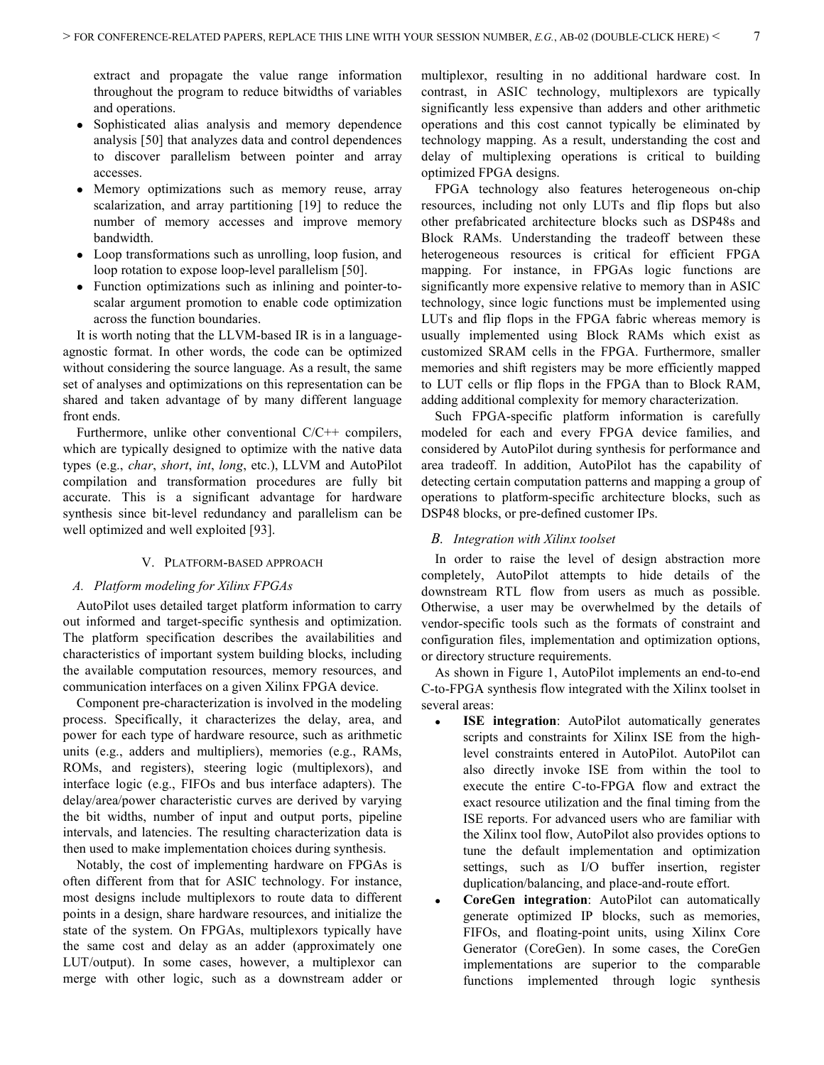extract and propagate the value range information throughout the program to reduce bitwidths of variables and operations.

- Sophisticated alias analysis and memory dependence analysis [50] that analyzes data and control dependences to discover parallelism between pointer and array accesses.
- Memory optimizations such as memory reuse, array scalarization, and array partitioning [19] to reduce the number of memory accesses and improve memory bandwidth.
- Loop transformations such as unrolling, loop fusion, and loop rotation to expose loop-level parallelism [50].
- Function optimizations such as inlining and pointer-to-scalar argument promotion to enable code optimization across the function boundaries.

It is worth noting that the LLVM-based IR is in a language-agnostic format. In other words, the code can be optimized without considering the source language. As a result, the same set of analyses and optimizations on this representation can be shared and taken advantage of by many different language front ends.

Furthermore, unlike other conventional C/C++ compilers, which are typically designed to optimize with the native data types (e.g., *char*, *short*, *int*, *long*, etc.), LLVM and AutoPilot compilation and transformation procedures are fully bit accurate. This is a significant advantage for hardware synthesis since bit-level redundancy and parallelism can be well optimized and well exploited [93].

## V. Platform-based approach

### A. Platform modeling for Xilinx FPGAs

AutoPilot uses detailed target platform information to carry out informed and target-specific synthesis and optimization. The platform specification describes the availabilities and characteristics of important system building blocks, including the available computation resources, memory resources, and communication interfaces on a given Xilinx FPGA device.

Component pre-characterization is involved in the modeling process. Specifically, it characterizes the delay, area, and power for each type of hardware resource, such as arithmetic units (e.g., adders and multipliers), memories (e.g., RAMs, ROMs, and registers), steering logic (multiplexors), and interface logic (e.g., FIFOs and bus interface adapters). The delay/area/power characteristic curves are derived by varying the bit widths, number of input and output ports, pipeline intervals, and latencies. The resulting characterization data is then used to make implementation choices during synthesis.

Notably, the cost of implementing hardware on FPGAs is often different from that for ASIC technology. For instance, most designs include multiplexors to route data to different points in a design, share hardware resources, and initialize the state of the system. On FPGAs, multiplexors typically have the same cost and delay as an adder (approximately one LUT/output). In some cases, however, a multiplexor can merge with other logic, such as a downstream adder or multiplexor, resulting in no additional hardware cost. In contrast, in ASIC technology, multiplexors are typically significantly less expensive than adders and other arithmetic operations and this cost cannot typically be eliminated by technology mapping. As a result, understanding the cost and delay of multiplexing operations is critical to building optimized FPGA designs.

FPGA technology also features heterogeneous on-chip resources, including not only LUTs and flip flops but also other prefabricated architecture blocks such as DSP48s and Block RAMs. Understanding the tradeoff between these heterogeneous resources is critical for efficient FPGA mapping. For instance, in FPGAs logic functions are significantly more expensive relative to memory than in ASIC technology, since logic functions must be implemented using LUTs and flip flops in the FPGA fabric whereas memory is usually implemented using Block RAMs which exist as customized SRAM cells in the FPGA. Furthermore, smaller memories and shift registers may be more efficiently mapped to LUT cells or flip flops in the FPGA than to Block RAM, adding additional complexity for memory characterization.

Such FPGA-specific platform information is carefully modeled for each and every FPGA device families, and considered by AutoPilot during synthesis for performance and area tradeoff. In addition, AutoPilot has the capability of detecting certain computation patterns and mapping a group of operations to platform-specific architecture blocks, such as DSP48 blocks, or pre-defined customer IPs.

### B. Integration with Xilinx toolset

In order to raise the level of design abstraction more completely, AutoPilot attempts to hide details of the downstream RTL flow from users as much as possible. Otherwise, a user may be overwhelmed by the details of vendor-specific tools such as the formats of constraint and configuration files, implementation and optimization options, or directory structure requirements.

As shown in Figure 1, AutoPilot implements an end-to-end C-to-FPGA synthesis flow integrated with the Xilinx toolset in several areas:

- **ISE integration**: AutoPilot automatically generates scripts and constraints for Xilinx ISE from the high-level constraints entered in AutoPilot. AutoPilot can also directly invoke ISE from within the tool to execute the entire C-to-FPGA flow and extract the exact resource utilization and the final timing from the ISE reports. For advanced users who are familiar with the Xilinx tool flow, AutoPilot also provides options to tune the default implementation and optimization settings, such as I/O buffer insertion, register duplication/balancing, and place-and-route effort.
- **CoreGen integration**: AutoPilot can automatically generate optimized IP blocks, such as memories, FIFOs, and floating-point units, using Xilinx Core Generator (CoreGen). In some cases, the CoreGen implementations are superior to the comparable functions implemented through logic synthesis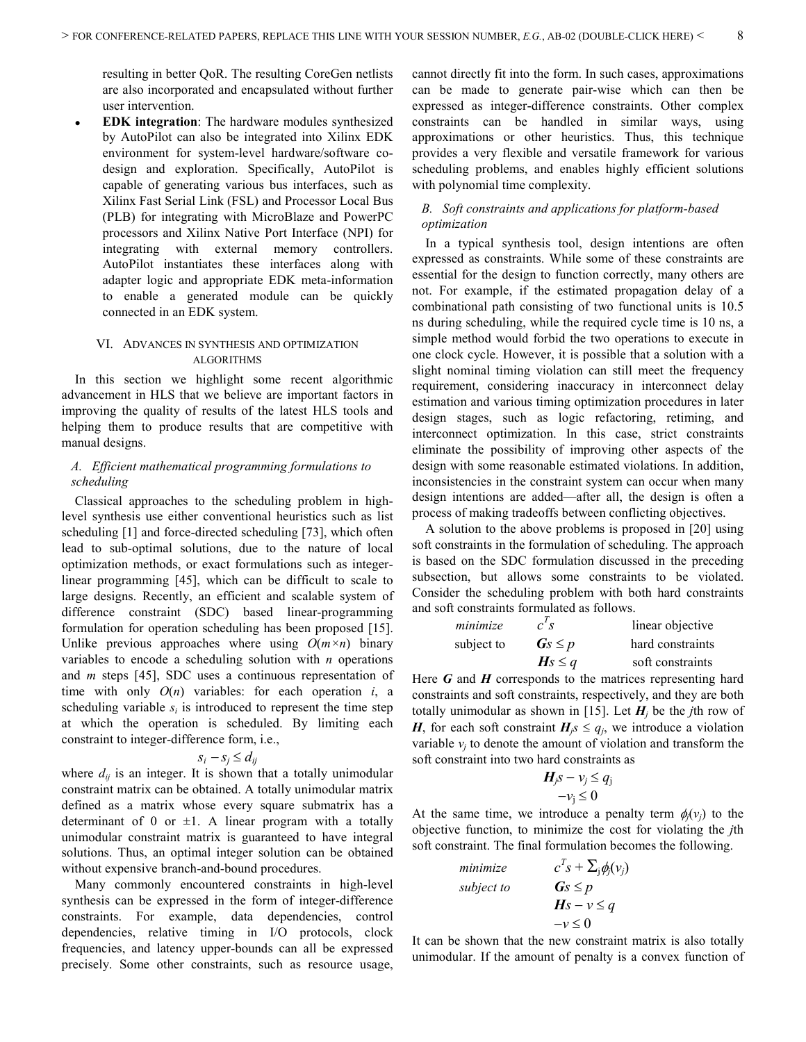resulting in better QoR. The resulting CoreGen netlists are also incorporated and encapsulated without further user intervention.

- **EDK integration**: The hardware modules synthesized by AutoPilot can also be integrated into Xilinx EDK environment for system-level hardware/software co-design and exploration. Specifically, AutoPilot is capable of generating various bus interfaces, such as Xilinx Fast Serial Link (FSL) and Processor Local Bus (PLB) for integrating with MicroBlaze and PowerPC processors and Xilinx Native Port Interface (NPI) for integrating with external memory controllers. AutoPilot instantiates these interfaces along with adapter logic and appropriate EDK meta-information to enable a generated module can be quickly connected in an EDK system.

## VI. Advances in Synthesis and Optimization Algorithms

In this section we highlight some recent algorithmic advancement in HLS that we believe are important factors in improving the quality of results of the latest HLS tools and helping them to produce results that are competitive with manual designs.

### A. Efficient mathematical programming formulations to scheduling

Classical approaches to the scheduling problem in high-level synthesis use either conventional heuristics such as list scheduling [1] and force-directed scheduling [73], which often lead to sub-optimal solutions, due to the nature of local optimization methods, or exact formulations such as integer-linear programming [45], which can be difficult to scale to large designs. Recently, an efficient and scalable system of difference constraint (SDC) based linear-programming formulation for operation scheduling has been proposed [15]. Unlike previous approaches where using $O(m \times n)$ binary variables to encode a scheduling solution with $n$ operations and $m$ steps [45], SDC uses a continuous representation of time with only $O(n)$ variables: for each operation $i$, a scheduling variable $s_i$ is introduced to represent the time step at which the operation is scheduled. By limiting each constraint to integer-difference form, i.e.,

$$s_i - s_j \le d_{ij}$$

where $d_{ij}$ is an integer. It is shown that a totally unimodular constraint matrix can be obtained. A totally unimodular matrix defined as a matrix whose every square submatrix has a determinant of 0 or ±1. A linear program with a totally unimodular constraint matrix is guaranteed to have integral solutions. Thus, an optimal integer solution can be obtained without expensive branch-and-bound procedures.

Many commonly encountered constraints in high-level synthesis can be expressed in the form of integer-difference constraints. For example, data dependencies, control dependencies, relative timing in I/O protocols, clock frequencies, and latency upper-bounds can all be expressed precisely. Some other constraints, such as resource usage, cannot directly fit into the form. In such cases, approximations can be made to generate pair-wise which can then be expressed as integer-difference constraints. Other complex constraints can be handled in similar ways, using approximations or other heuristics. Thus, this technique provides a very flexible and versatile framework for various scheduling problems, and enables highly efficient solutions with polynomial time complexity.

### B. Soft constraints and applications for platform-based optimization

In a typical synthesis tool, design intentions are often expressed as constraints. While some of these constraints are essential for the design to function correctly, many others are not. For example, if the estimated propagation delay of a combinational path consisting of two functional units is 10.5 ns during scheduling, while the required cycle time is 10 ns, a simple method would forbid the two operations to execute in one clock cycle. However, it is possible that a solution with a slight nominal timing violation can still meet the frequency requirement, considering inaccuracy in interconnect delay estimation and various timing optimization procedures in later design stages, such as logic refactoring, retiming, and interconnect optimization. In this case, strict constraints eliminate the possibility of improving other aspects of the design with some reasonable estimated violations. In addition, inconsistencies in the constraint system can occur when many design intentions are added—after all, the design is often a process of making tradeoffs between conflicting objectives.

A solution to the above problems is proposed in [20] using soft constraints in the formulation of scheduling. The approach is based on the SDC formulation discussed in the preceding subsection, but allows some constraints to be violated. Consider the scheduling problem with both hard constraints and soft constraints formulated as follows.

$$\begin{array}{lll} \textit{minimize} & c^T s & \text{linear objective} \\ \text{subject to} & \boldsymbol{G}s \le p & \text{hard constraints} \\ & \boldsymbol{H}s \le q & \text{soft constraints} \end{array}$$

Here $\boldsymbol{G}$ and $\boldsymbol{H}$ corresponds to the matrices representing hard constraints and soft constraints, respectively, and they are both totally unimodular as shown in [15]. Let $\boldsymbol{H}_j$ be the $j$th row of $\boldsymbol{H}$, for each soft constraint $\boldsymbol{H}_j s \le q_j$, we introduce a violation variable $v_j$ to denote the amount of violation and transform the soft constraint into two hard constraints as

$$\boldsymbol{H}_j s - v_j \le q_j$$
$$-v_j \le 0$$

At the same time, we introduce a penalty term $\phi_j(v_j)$ to the objective function, to minimize the cost for violating the $j$th soft constraint. The final formulation becomes the following.

$$\begin{array}{ll} \textit{minimize} & c^T s + \sum_j \phi_j(v_j) \\ \textit{subject to} & \boldsymbol{G}s \le p \\ & \boldsymbol{H}s - v \le q \\ & -v \le 0 \end{array}$$

It can be shown that the new constraint matrix is also totally unimodular. If the amount of penalty is a convex function of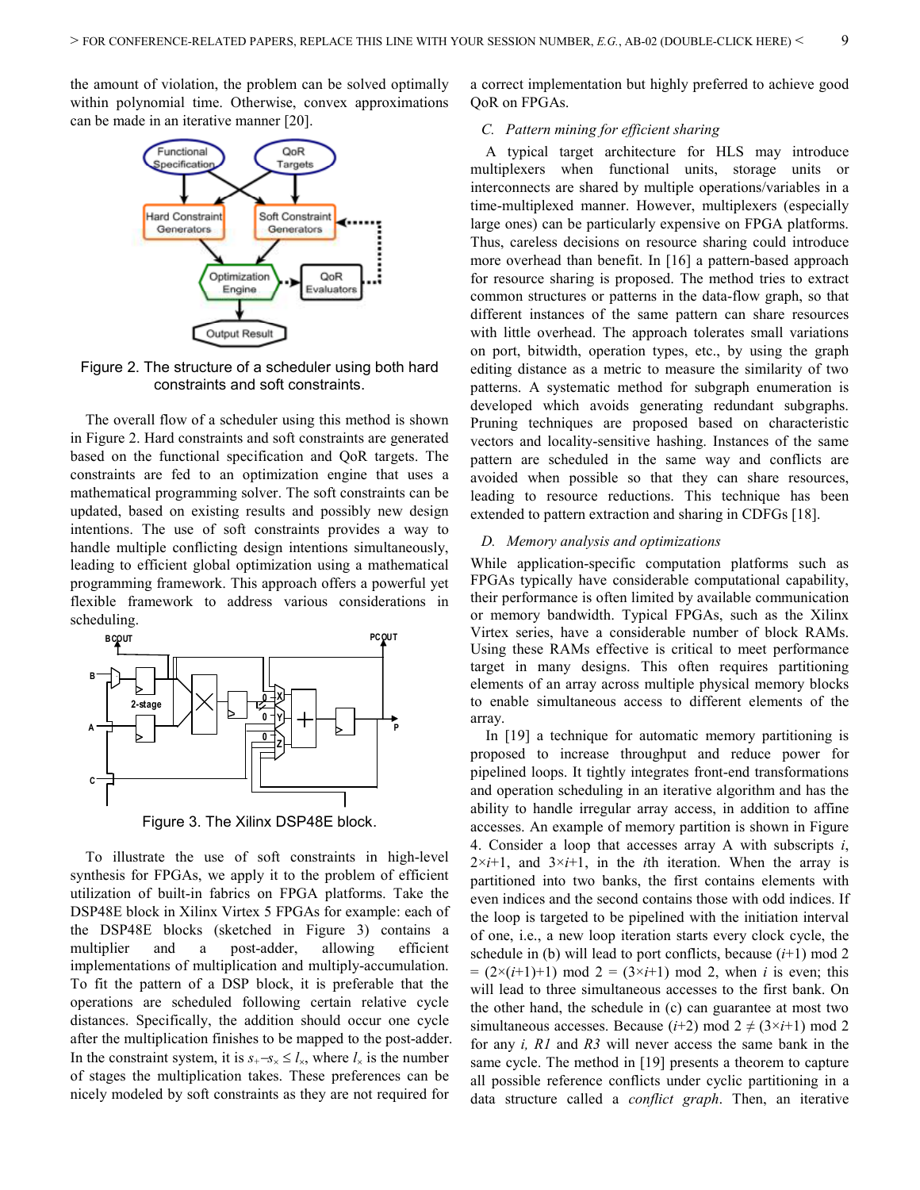the amount of violation, the problem can be solved optimally within polynomial time. Otherwise, convex approximations can be made in an iterative manner [20].

Figure 2. The structure of a scheduler using both hard constraints and soft constraints.

The overall flow of a scheduler using this method is shown in Figure 2. Hard constraints and soft constraints are generated based on the functional specification and QoR targets. The constraints are fed to an optimization engine that uses a mathematical programming solver. The soft constraints can be updated, based on existing results and possibly new design intentions. The use of soft constraints provides a way to handle multiple conflicting design intentions simultaneously, leading to efficient global optimization using a mathematical programming framework. This approach offers a powerful yet flexible framework to address various considerations in scheduling.

Figure 3. The Xilinx DSP48E block.

To illustrate the use of soft constraints in high-level synthesis for FPGAs, we apply it to the problem of efficient utilization of built-in fabrics on FPGA platforms. Take the DSP48E block in Xilinx Virtex 5 FPGAs for example: each of the DSP48E blocks (sketched in Figure 3) contains a multiplier and a post-adder, allowing efficient implementations of multiplication and multiply-accumulation. To fit the pattern of a DSP block, it is preferable that the operations are scheduled following certain relative cycle distances. Specifically, the addition should occur one cycle after the multiplication finishes to be mapped to the post-adder. In the constraint system, it is $s_+ - s_\times \leq l_\times$, where $l_\times$ is the number of stages the multiplication takes. These preferences can be nicely modeled by soft constraints as they are not required for a correct implementation but highly preferred to achieve good QoR on FPGAs.

### C. Pattern mining for efficient sharing

A typical target architecture for HLS may introduce multiplexers when functional units, storage units or interconnects are shared by multiple operations/variables in a time-multiplexed manner. However, multiplexers (especially large ones) can be particularly expensive on FPGA platforms. Thus, careless decisions on resource sharing could introduce more overhead than benefit. In [16] a pattern-based approach for resource sharing is proposed. The method tries to extract common structures or patterns in the data-flow graph, so that different instances of the same pattern can share resources with little overhead. The approach tolerates small variations on port, bitwidth, operation types, etc., by using the graph editing distance as a metric to measure the similarity of two patterns. A systematic method for subgraph enumeration is developed which avoids generating redundant subgraphs. Pruning techniques are proposed based on characteristic vectors and locality-sensitive hashing. Instances of the same pattern are scheduled in the same way and conflicts are avoided when possible so that they can share resources, leading to resource reductions. This technique has been extended to pattern extraction and sharing in CDFGs [18].

### D. Memory analysis and optimizations

While application-specific computation platforms such as FPGAs typically have considerable computational capability, their performance is often limited by available communication or memory bandwidth. Typical FPGAs, such as the Xilinx Virtex series, have a considerable number of block RAMs. Using these RAMs effective is critical to meet performance target in many designs. This often requires partitioning elements of an array across multiple physical memory blocks to enable simultaneous access to different elements of the array.

In [19] a technique for automatic memory partitioning is proposed to increase throughput and reduce power for pipelined loops. It tightly integrates front-end transformations and operation scheduling in an iterative algorithm and has the ability to handle irregular array access, in addition to affine accesses. An example of memory partition is shown in Figure 4. Consider a loop that accesses array A with subscripts $i$, $2\times i+1$, and $3\times i+1$, in the $i$th iteration. When the array is partitioned into two banks, the first contains elements with even indices and the second contains those with odd indices. If the loop is targeted to be pipelined with the initiation interval of one, i.e., a new loop iteration starts every clock cycle, the schedule in (b) will lead to port conflicts, because $(i+1) \bmod 2 = (2\times(i+1)+1) \bmod 2 = (3\times i+1) \bmod 2$, when $i$ is even; this will lead to three simultaneous accesses to the first bank. On the other hand, the schedule in (c) can guarantee at most two simultaneous accesses. Because $(i+2) \bmod 2 \neq (3\times i+1) \bmod 2$ for any $i$, *R1* and *R3* will never access the same bank in the same cycle. The method in [19] presents a theorem to capture all possible reference conflicts under cyclic partitioning in a data structure called a *conflict graph*. Then, an iterative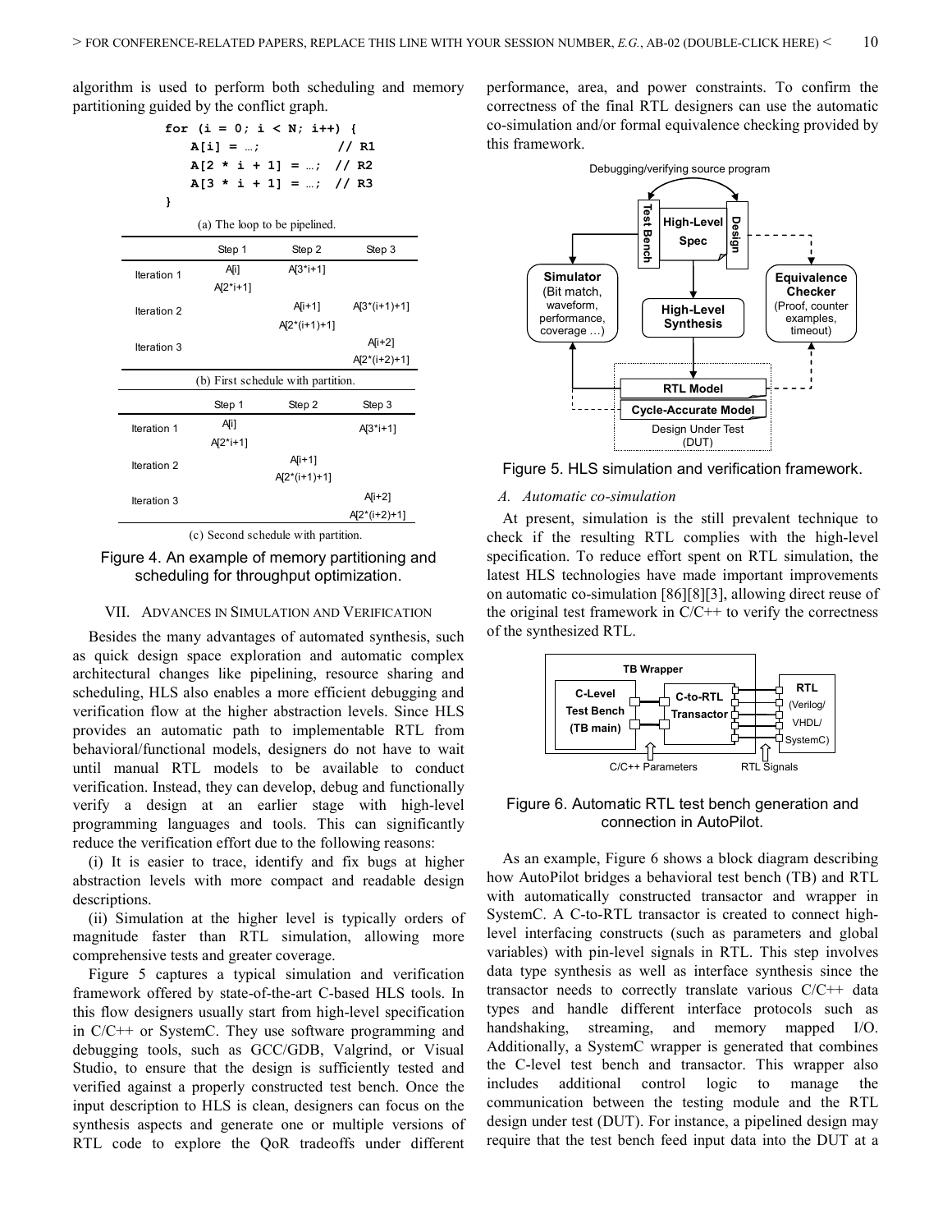algorithm is used to perform both scheduling and memory partitioning guided by the conflict graph.

```
for (i = 0; i < N; i++) {
    A[i] = …;          // R1
    A[2 * i + 1] = …;  // R2
    A[3 * i + 1] = …;  // R3
}
```

(a) The loop to be pipelined.

| | Step 1 | Step 2 | Step 3 |
|---|---|---|---|
| Iteration 1 | A[i] A[2*i+1] | A[3*i+1] | |
| Iteration 2 | | A[i+1] A[2*(i+1)+1] | A[3*(i+1)+1] |
| Iteration 3 | | | A[i+2] A[2*(i+2)+1] |

(b) First schedule with partition.

| | Step 1 | Step 2 | Step 3 |
|---|---|---|---|
| Iteration 1 | A[i] A[2*i+1] | | A[3*i+1] |
| Iteration 2 | | A[i+1] A[2*(i+1)+1] | |
| Iteration 3 | | | A[i+2] A[2*(i+2)+1] |

(c) Second schedule with partition.

Figure 4. An example of memory partitioning and scheduling for throughput optimization.

## VII. Advances in Simulation and Verification

Besides the many advantages of automated synthesis, such as quick design space exploration and automatic complex architectural changes like pipelining, resource sharing and scheduling, HLS also enables a more efficient debugging and verification flow at the higher abstraction levels. Since HLS provides an automatic path to implementable RTL from behavioral/functional models, designers do not have to wait until manual RTL models to be available to conduct verification. Instead, they can develop, debug and functionally verify a design at an earlier stage with high-level programming languages and tools. This can significantly reduce the verification effort due to the following reasons:

(i) It is easier to trace, identify and fix bugs at higher abstraction levels with more compact and readable design descriptions.

(ii) Simulation at the higher level is typically orders of magnitude faster than RTL simulation, allowing more comprehensive tests and greater coverage.

Figure 5 captures a typical simulation and verification framework offered by state-of-the-art C-based HLS tools. In this flow designers usually start from high-level specification in C/C++ or SystemC. They use software programming and debugging tools, such as GCC/GDB, Valgrind, or Visual Studio, to ensure that the design is sufficiently tested and verified against a properly constructed test bench. Once the input description to HLS is clean, designers can focus on the synthesis aspects and generate one or multiple versions of RTL code to explore the QoR tradeoffs under different performance, area, and power constraints. To confirm the correctness of the final RTL designers can use the automatic co-simulation and/or formal equivalence checking provided by this framework.

Figure 5. HLS simulation and verification framework.

### A. Automatic co-simulation

At present, simulation is the still prevalent technique to check if the resulting RTL complies with the high-level specification. To reduce effort spent on RTL simulation, the latest HLS technologies have made important improvements on automatic co-simulation [86][8][3], allowing direct reuse of the original test framework in C/C++ to verify the correctness of the synthesized RTL.

Figure 6. Automatic RTL test bench generation and connection in AutoPilot.

As an example, Figure 6 shows a block diagram describing how AutoPilot bridges a behavioral test bench (TB) and RTL with automatically constructed transactor and wrapper in SystemC. A C-to-RTL transactor is created to connect high-level interfacing constructs (such as parameters and global variables) with pin-level signals in RTL. This step involves data type synthesis as well as interface synthesis since the transactor needs to correctly translate various C/C++ data types and handle different interface protocols such as handshaking, streaming, and memory mapped I/O. Additionally, a SystemC wrapper is generated that combines the C-level test bench and transactor. This wrapper also includes additional control logic to manage the communication between the testing module and the RTL design under test (DUT). For instance, a pipelined design may require that the test bench feed input data into the DUT at a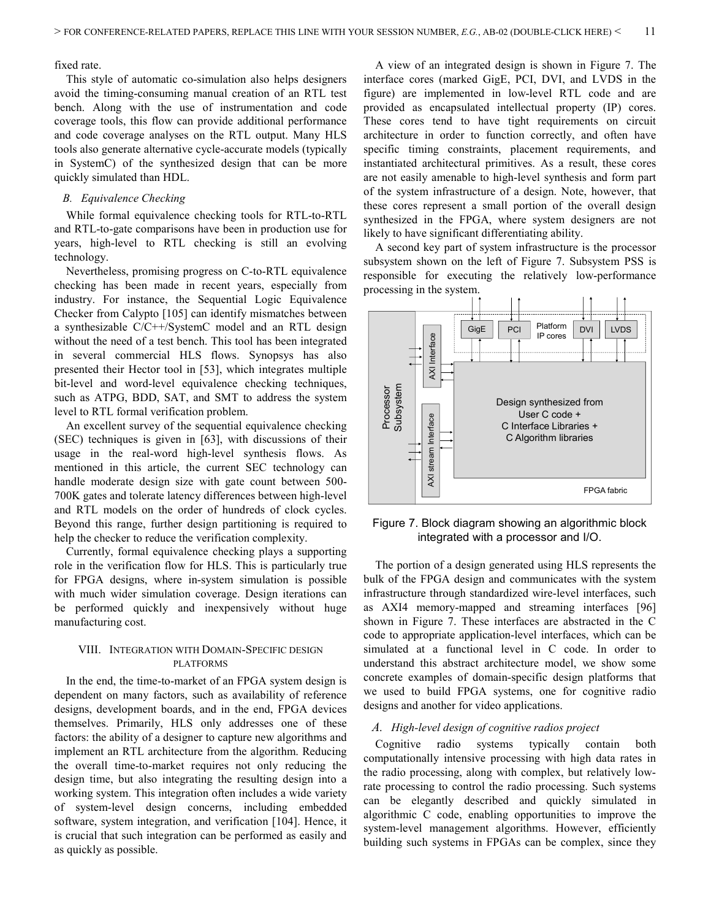fixed rate.

This style of automatic co-simulation also helps designers avoid the timing-consuming manual creation of an RTL test bench. Along with the use of instrumentation and code coverage tools, this flow can provide additional performance and code coverage analyses on the RTL output. Many HLS tools also generate alternative cycle-accurate models (typically in SystemC) of the synthesized design that can be more quickly simulated than HDL.

### *B. Equivalence Checking*

While formal equivalence checking tools for RTL-to-RTL and RTL-to-gate comparisons have been in production use for years, high-level to RTL checking is still an evolving technology.

Nevertheless, promising progress on C-to-RTL equivalence checking has been made in recent years, especially from industry. For instance, the Sequential Logic Equivalence Checker from Calypto [105] can identify mismatches between a synthesizable C/C++/SystemC model and an RTL design without the need of a test bench. This tool has been integrated in several commercial HLS flows. Synopsys has also presented their Hector tool in [53], which integrates multiple bit-level and word-level equivalence checking techniques, such as ATPG, BDD, SAT, and SMT to address the system level to RTL formal verification problem.

An excellent survey of the sequential equivalence checking (SEC) techniques is given in [63], with discussions of their usage in the real-word high-level synthesis flows. As mentioned in this article, the current SEC technology can handle moderate design size with gate count between 500-700K gates and tolerate latency differences between high-level and RTL models on the order of hundreds of clock cycles. Beyond this range, further design partitioning is required to help the checker to reduce the verification complexity.

Currently, formal equivalence checking plays a supporting role in the verification flow for HLS. This is particularly true for FPGA designs, where in-system simulation is possible with much wider simulation coverage. Design iterations can be performed quickly and inexpensively without huge manufacturing cost.

## VIII. Integration with Domain-Specific Design Platforms

In the end, the time-to-market of an FPGA system design is dependent on many factors, such as availability of reference designs, development boards, and in the end, FPGA devices themselves. Primarily, HLS only addresses one of these factors: the ability of a designer to capture new algorithms and implement an RTL architecture from the algorithm. Reducing the overall time-to-market requires not only reducing the design time, but also integrating the resulting design into a working system. This integration often includes a wide variety of system-level design concerns, including embedded software, system integration, and verification [104]. Hence, it is crucial that such integration can be performed as easily and as quickly as possible.

A view of an integrated design is shown in Figure 7. The interface cores (marked GigE, PCI, DVI, and LVDS in the figure) are implemented in low-level RTL code and are provided as encapsulated intellectual property (IP) cores. These cores tend to have tight requirements on circuit architecture in order to function correctly, and often have specific timing constraints, placement requirements, and instantiated architectural primitives. As a result, these cores are not easily amenable to high-level synthesis and form part of the system infrastructure of a design. Note, however, that these cores represent a small portion of the overall design synthesized in the FPGA, where system designers are not likely to have significant differentiating ability.

A second key part of system infrastructure is the processor subsystem shown on the left of Figure 7. Subsystem PSS is responsible for executing the relatively low-performance processing in the system.

Figure 7. Block diagram showing an algorithmic block integrated with a processor and I/O.

The portion of a design generated using HLS represents the bulk of the FPGA design and communicates with the system infrastructure through standardized wire-level interfaces, such as AXI4 memory-mapped and streaming interfaces [96] shown in Figure 7. These interfaces are abstracted in the C code to appropriate application-level interfaces, which can be simulated at a functional level in C code. In order to understand this abstract architecture model, we show some concrete examples of domain-specific design platforms that we used to build FPGA systems, one for cognitive radio designs and another for video applications.

### *A. High-level design of cognitive radios project*

Cognitive radio systems typically contain both computationally intensive processing with high data rates in the radio processing, along with complex, but relatively low-rate processing to control the radio processing. Such systems can be elegantly described and quickly simulated in algorithmic C code, enabling opportunities to improve the system-level management algorithms. However, efficiently building such systems in FPGAs can be complex, since they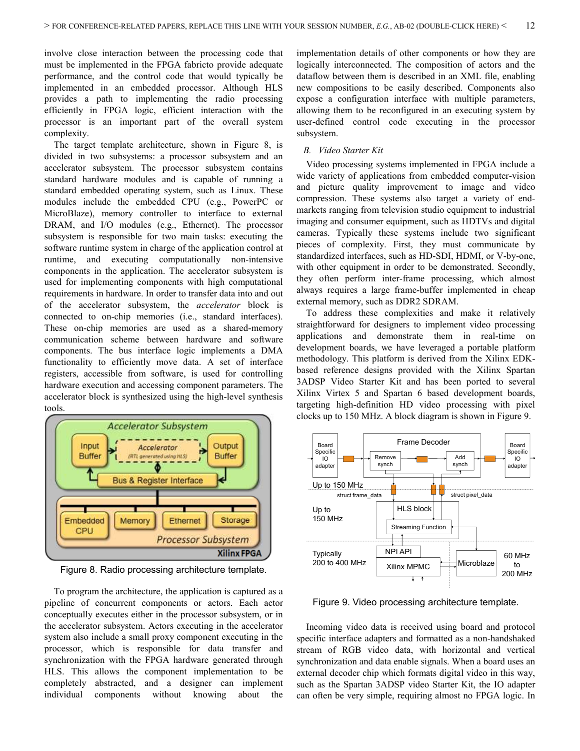involve close interaction between the processing code that must be implemented in the FPGA fabricto provide adequate performance, and the control code that would typically be implemented in an embedded processor. Although HLS provides a path to implementing the radio processing efficiently in FPGA logic, efficient interaction with the processor is an important part of the overall system complexity.

The target template architecture, shown in Figure 8, is divided in two subsystems: a processor subsystem and an accelerator subsystem. The processor subsystem contains standard hardware modules and is capable of running a standard embedded operating system, such as Linux. These modules include the embedded CPU (e.g., PowerPC or MicroBlaze), memory controller to interface to external DRAM, and I/O modules (e.g., Ethernet). The processor subsystem is responsible for two main tasks: executing the software runtime system in charge of the application control at runtime, and executing computationally non-intensive components in the application. The accelerator subsystem is used for implementing components with high computational requirements in hardware. In order to transfer data into and out of the accelerator subsystem, the *accelerator* block is connected to on-chip memories (i.e., standard interfaces). These on-chip memories are used as a shared-memory communication scheme between hardware and software components. The bus interface logic implements a DMA functionality to efficiently move data. A set of interface registers, accessible from software, is used for controlling hardware execution and accessing component parameters. The accelerator block is synthesized using the high-level synthesis tools.

Figure 8. Radio processing architecture template.

To program the architecture, the application is captured as a pipeline of concurrent components or actors. Each actor conceptually executes either in the processor subsystem, or in the accelerator subsystem. Actors executing in the accelerator system also include a small proxy component executing in the processor, which is responsible for data transfer and synchronization with the FPGA hardware generated through HLS. This allows the component implementation to be completely abstracted, and a designer can implement individual components without knowing about the implementation details of other components or how they are logically interconnected. The composition of actors and the dataflow between them is described in an XML file, enabling new compositions to be easily described. Components also expose a configuration interface with multiple parameters, allowing them to be reconfigured in an executing system by user-defined control code executing in the processor subsystem.

### B. Video Starter Kit

Video processing systems implemented in FPGA include a wide variety of applications from embedded computer-vision and picture quality improvement to image and video compression. These systems also target a variety of end-markets ranging from television studio equipment to industrial imaging and consumer equipment, such as HDTVs and digital cameras. Typically these systems include two significant pieces of complexity. First, they must communicate by standardized interfaces, such as HD-SDI, HDMI, or V-by-one, with other equipment in order to be demonstrated. Secondly, they often perform inter-frame processing, which almost always requires a large frame-buffer implemented in cheap external memory, such as DDR2 SDRAM.

To address these complexities and make it relatively straightforward for designers to implement video processing applications and demonstrate them in real-time on development boards, we have leveraged a portable platform methodology. This platform is derived from the Xilinx EDK-based reference designs provided with the Xilinx Spartan 3ADSP Video Starter Kit and has been ported to several Xilinx Virtex 5 and Spartan 6 based development boards, targeting high-definition HD video processing with pixel clocks up to 150 MHz. A block diagram is shown in Figure 9.

Figure 9. Video processing architecture template.

Incoming video data is received using board and protocol specific interface adapters and formatted as a non-handshaked stream of RGB video data, with horizontal and vertical synchronization and data enable signals. When a board uses an external decoder chip which formats digital video in this way, such as the Spartan 3ADSP video Starter Kit, the IO adapter can often be very simple, requiring almost no FPGA logic. In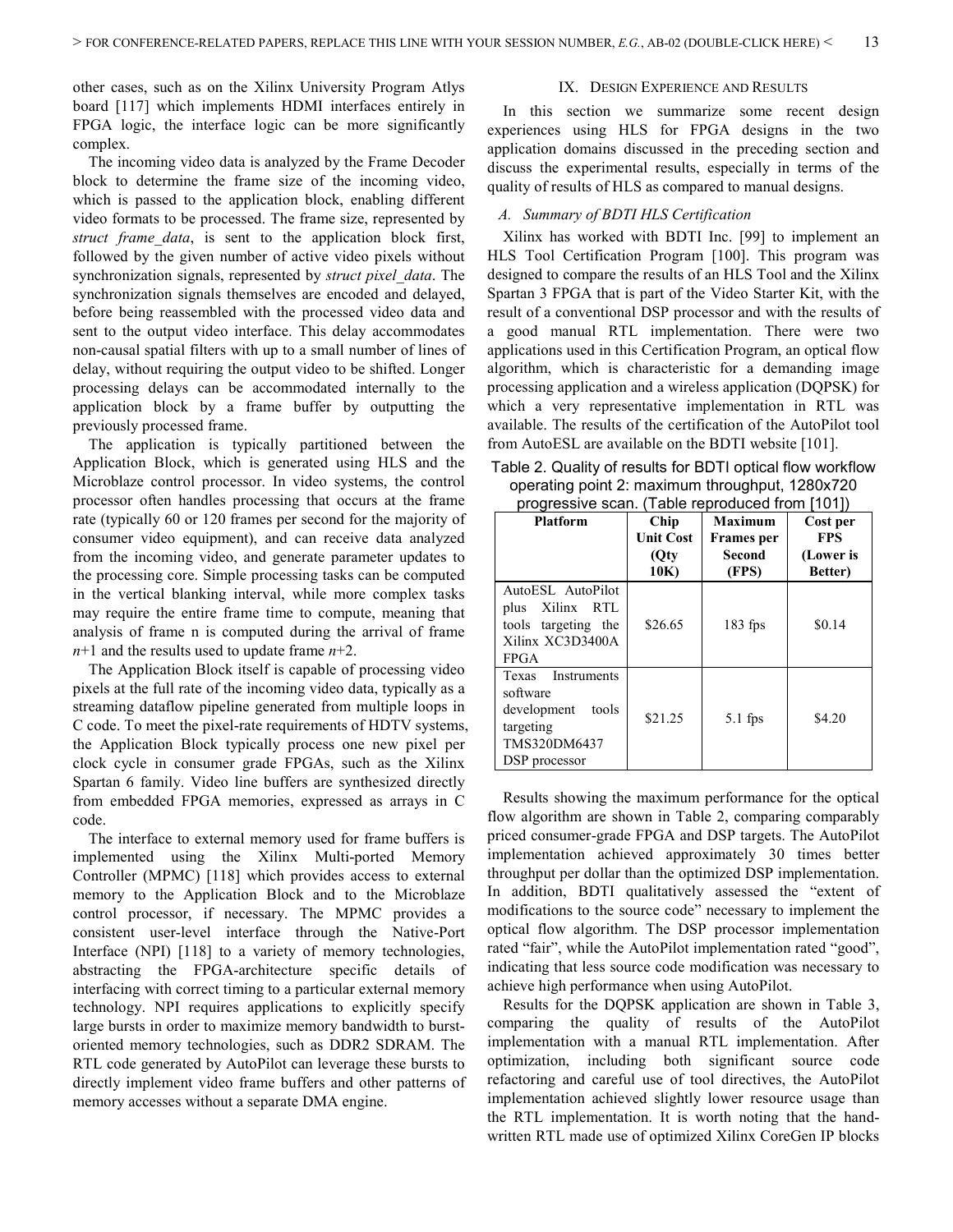other cases, such as on the Xilinx University Program Atlys board [117] which implements HDMI interfaces entirely in FPGA logic, the interface logic can be more significantly complex.

The incoming video data is analyzed by the Frame Decoder block to determine the frame size of the incoming video, which is passed to the application block, enabling different video formats to be processed. The frame size, represented by *struct frame_data*, is sent to the application block first, followed by the given number of active video pixels without synchronization signals, represented by *struct pixel_data*. The synchronization signals themselves are encoded and delayed, before being reassembled with the processed video data and sent to the output video interface. This delay accommodates non-causal spatial filters with up to a small number of lines of delay, without requiring the output video to be shifted. Longer processing delays can be accommodated internally to the application block by a frame buffer by outputting the previously processed frame.

The application is typically partitioned between the Application Block, which is generated using HLS and the Microblaze control processor. In video systems, the control processor often handles processing that occurs at the frame rate (typically 60 or 120 frames per second for the majority of consumer video equipment), and can receive data analyzed from the incoming video, and generate parameter updates to the processing core. Simple processing tasks can be computed in the vertical blanking interval, while more complex tasks may require the entire frame time to compute, meaning that analysis of frame n is computed during the arrival of frame $n+1$ and the results used to update frame $n+2$.

The Application Block itself is capable of processing video pixels at the full rate of the incoming video data, typically as a streaming dataflow pipeline generated from multiple loops in C code. To meet the pixel-rate requirements of HDTV systems, the Application Block typically process one new pixel per clock cycle in consumer grade FPGAs, such as the Xilinx Spartan 6 family. Video line buffers are synthesized directly from embedded FPGA memories, expressed as arrays in C code.

The interface to external memory used for frame buffers is implemented using the Xilinx Multi-ported Memory Controller (MPMC) [118] which provides access to external memory to the Application Block and to the Microblaze control processor, if necessary. The MPMC provides a consistent user-level interface through the Native-Port Interface (NPI) [118] to a variety of memory technologies, abstracting the FPGA-architecture specific details of interfacing with correct timing to a particular external memory technology. NPI requires applications to explicitly specify large bursts in order to maximize memory bandwidth to burst-oriented memory technologies, such as DDR2 SDRAM. The RTL code generated by AutoPilot can leverage these bursts to directly implement video frame buffers and other patterns of memory accesses without a separate DMA engine.

## IX. Design Experience and Results

In this section we summarize some recent design experiences using HLS for FPGA designs in the two application domains discussed in the preceding section and discuss the experimental results, especially in terms of the quality of results of HLS as compared to manual designs.

### *A. Summary of BDTI HLS Certification*

Xilinx has worked with BDTI Inc. [99] to implement an HLS Tool Certification Program [100]. This program was designed to compare the results of an HLS Tool and the Xilinx Spartan 3 FPGA that is part of the Video Starter Kit, with the result of a conventional DSP processor and with the results of a good manual RTL implementation. There were two applications used in this Certification Program, an optical flow algorithm, which is characteristic for a demanding image processing application and a wireless application (DQPSK) for which a very representative implementation in RTL was available. The results of the certification of the AutoPilot tool from AutoESL are available on the BDTI website [101].

Table 2. Quality of results for BDTI optical flow workflow operating point 2: maximum throughput, 1280x720 progressive scan. (Table reproduced from [101])

| Platform | Chip Unit Cost (Qty 10K) | Maximum Frames per Second (FPS) | Cost per FPS (Lower is Better) |
|---|---|---|---|
| AutoESL AutoPilot plus Xilinx RTL tools targeting the Xilinx XC3D3400A FPGA | $26.65 | 183 fps | $0.14 |
| Texas Instruments software development tools targeting TMS320DM6437 DSP processor | $21.25 | 5.1 fps | $4.20 |

Results showing the maximum performance for the optical flow algorithm are shown in Table 2, comparing comparably priced consumer-grade FPGA and DSP targets. The AutoPilot implementation achieved approximately 30 times better throughput per dollar than the optimized DSP implementation. In addition, BDTI qualitatively assessed the "extent of modifications to the source code" necessary to implement the optical flow algorithm. The DSP processor implementation rated "fair", while the AutoPilot implementation rated "good", indicating that less source code modification was necessary to achieve high performance when using AutoPilot.

Results for the DQPSK application are shown in Table 3, comparing the quality of results of the AutoPilot implementation with a manual RTL implementation. After optimization, including both significant source code refactoring and careful use of tool directives, the AutoPilot implementation achieved slightly lower resource usage than the RTL implementation. It is worth noting that the hand-written RTL made use of optimized Xilinx CoreGen IP blocks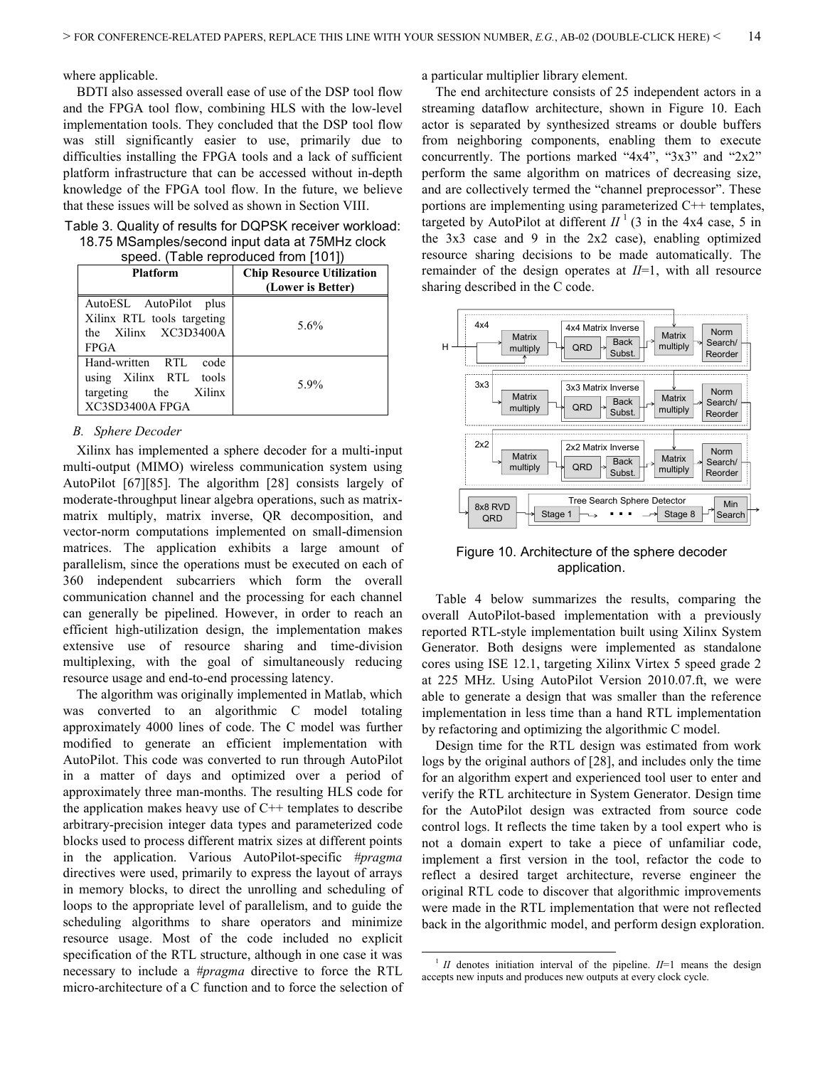where applicable.

BDTI also assessed overall ease of use of the DSP tool flow and the FPGA tool flow, combining HLS with the low-level implementation tools. They concluded that the DSP tool flow was still significantly easier to use, primarily due to difficulties installing the FPGA tools and a lack of sufficient platform infrastructure that can be accessed without in-depth knowledge of the FPGA tool flow. In the future, we believe that these issues will be solved as shown in Section VIII.

Table 3. Quality of results for DQPSK receiver workload: 18.75 MSamples/second input data at 75MHz clock speed. (Table reproduced from [101])

| Platform | Chip Resource Utilization (Lower is Better) |
|---|---|
| AutoESL AutoPilot plus Xilinx RTL tools targeting the Xilinx XC3D3400A FPGA | 5.6% |
| Hand-written RTL code using Xilinx RTL tools targeting the Xilinx XC3SD3400A FPGA | 5.9% |

### B. Sphere Decoder

Xilinx has implemented a sphere decoder for a multi-input multi-output (MIMO) wireless communication system using AutoPilot [67][85]. The algorithm [28] consists largely of moderate-throughput linear algebra operations, such as matrix-matrix multiply, matrix inverse, QR decomposition, and vector-norm computations implemented on small-dimension matrices. The application exhibits a large amount of parallelism, since the operations must be executed on each of 360 independent subcarriers which form the overall communication channel and the processing for each channel can generally be pipelined. However, in order to reach an efficient high-utilization design, the implementation makes extensive use of resource sharing and time-division multiplexing, with the goal of simultaneously reducing resource usage and end-to-end processing latency.

The algorithm was originally implemented in Matlab, which was converted to an algorithmic C model totaling approximately 4000 lines of code. The C model was further modified to generate an efficient implementation with AutoPilot. This code was converted to run through AutoPilot in a matter of days and optimized over a period of approximately three man-months. The resulting HLS code for the application makes heavy use of C++ templates to describe arbitrary-precision integer data types and parameterized code blocks used to process different matrix sizes at different points in the application. Various AutoPilot-specific *#pragma* directives were used, primarily to express the layout of arrays in memory blocks, to direct the unrolling and scheduling of loops to the appropriate level of parallelism, and to guide the scheduling algorithms to share operators and minimize resource usage. Most of the code included no explicit specification of the RTL structure, although in one case it was necessary to include a *#pragma* directive to force the RTL micro-architecture of a C function and to force the selection of a particular multiplier library element.

The end architecture consists of 25 independent actors in a streaming dataflow architecture, shown in Figure 10. Each actor is separated by synthesized streams or double buffers from neighboring components, enabling them to execute concurrently. The portions marked "4x4", "3x3" and "2x2" perform the same algorithm on matrices of decreasing size, and are collectively termed the "channel preprocessor". These portions are implementing using parameterized C++ templates, targeted by AutoPilot at different *II* [1] (3 in the 4x4 case, 5 in the 3x3 case and 9 in the 2x2 case), enabling optimized resource sharing decisions to be made automatically. The remainder of the design operates at *II*=1, with all resource sharing described in the C code.

Figure 10. Architecture of the sphere decoder application.

Table 4 below summarizes the results, comparing the overall AutoPilot-based implementation with a previously reported RTL-style implementation built using Xilinx System Generator. Both designs were implemented as standalone cores using ISE 12.1, targeting Xilinx Virtex 5 speed grade 2 at 225 MHz. Using AutoPilot Version 2010.07.ft, we were able to generate a design that was smaller than the reference implementation in less time than a hand RTL implementation by refactoring and optimizing the algorithmic C model.

Design time for the RTL design was estimated from work logs by the original authors of [28], and includes only the time for an algorithm expert and experienced tool user to enter and verify the RTL architecture in System Generator. Design time for the AutoPilot design was extracted from source code control logs. It reflects the time taken by a tool expert who is not a domain expert to take a piece of unfamiliar code, implement a first version in the tool, refactor the code to reflect a desired target architecture, reverse engineer the original RTL code to discover that algorithmic improvements were made in the RTL implementation that were not reflected back in the algorithmic model, and perform design exploration.

[1] *II* denotes initiation interval of the pipeline. *II*=1 means the design accepts new inputs and produces new outputs at every clock cycle.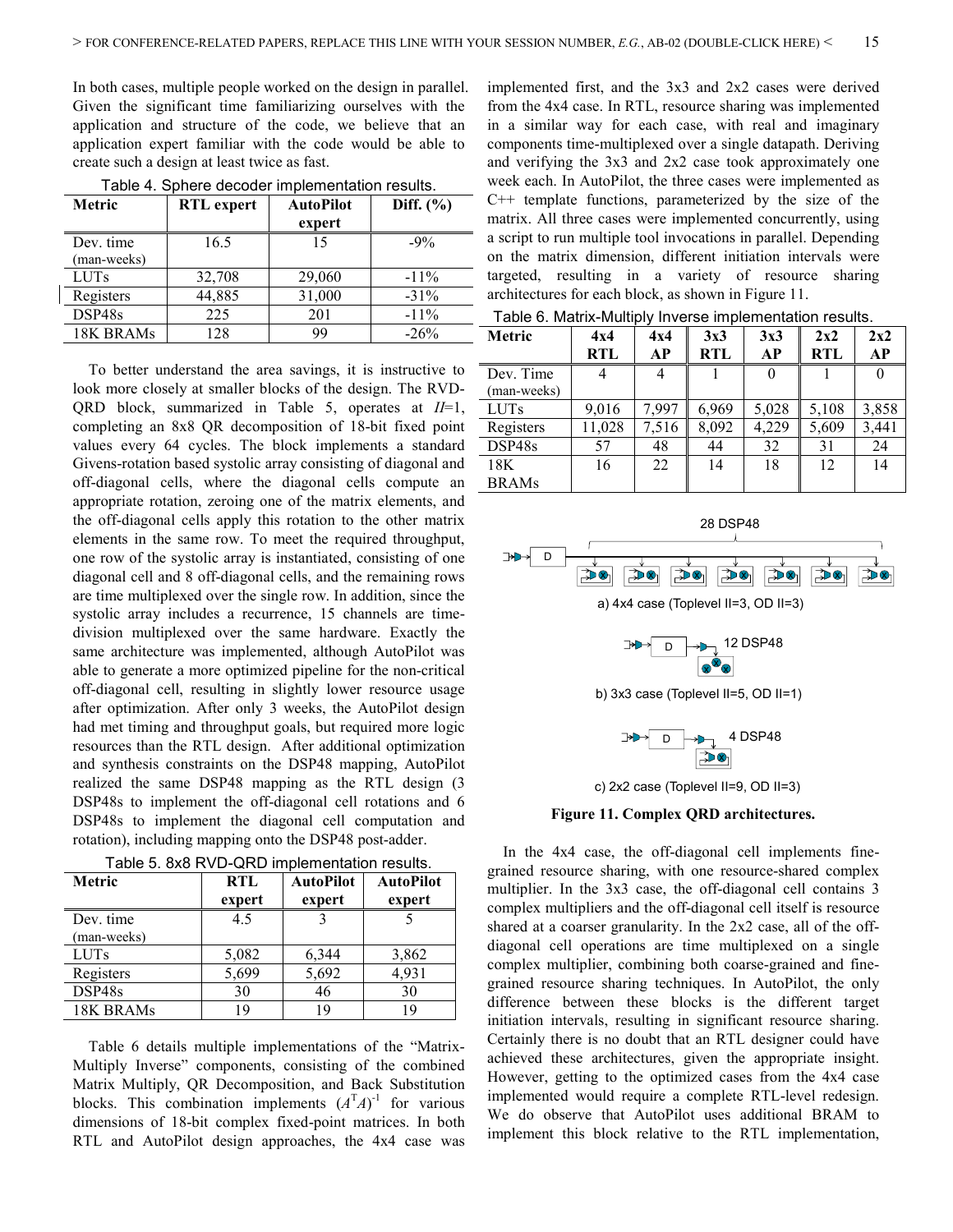In both cases, multiple people worked on the design in parallel. Given the significant time familiarizing ourselves with the application and structure of the code, we believe that an application expert familiar with the code would be able to create such a design at least twice as fast.

Table 4. Sphere decoder implementation results.

| Metric | RTL expert | AutoPilot expert | Diff. (%) |
|---|---|---|---|
| Dev. time (man-weeks) | 16.5 | 15 | -9% |
| LUTs | 32,708 | 29,060 | -11% |
| Registers | 44,885 | 31,000 | -31% |
| DSP48s | 225 | 201 | -11% |
| 18K BRAMs | 128 | 99 | -26% |

To better understand the area savings, it is instructive to look more closely at smaller blocks of the design. The RVD-QRD block, summarized in Table 5, operates at *II*=1, completing an 8x8 QR decomposition of 18-bit fixed point values every 64 cycles. The block implements a standard Givens-rotation based systolic array consisting of diagonal and off-diagonal cells, where the diagonal cells compute an appropriate rotation, zeroing one of the matrix elements, and the off-diagonal cells apply this rotation to the other matrix elements in the same row. To meet the required throughput, one row of the systolic array is instantiated, consisting of one diagonal cell and 8 off-diagonal cells, and the remaining rows are time multiplexed over the single row. In addition, since the systolic array includes a recurrence, 15 channels are time-division multiplexed over the same hardware. Exactly the same architecture was implemented, although AutoPilot was able to generate a more optimized pipeline for the non-critical off-diagonal cell, resulting in slightly lower resource usage after optimization. After only 3 weeks, the AutoPilot design had met timing and throughput goals, but required more logic resources than the RTL design. After additional optimization and synthesis constraints on the DSP48 mapping, AutoPilot realized the same DSP48 mapping as the RTL design (3 DSP48s to implement the off-diagonal cell rotations and 6 DSP48s to implement the diagonal cell computation and rotation), including mapping onto the DSP48 post-adder.

Table 5. 8x8 RVD-QRD implementation results.

| Metric | RTL expert | AutoPilot expert | AutoPilot expert |
|---|---|---|---|
| Dev. time (man-weeks) | 4.5 | 3 | 5 |
| LUTs | 5,082 | 6,344 | 3,862 |
| Registers | 5,699 | 5,692 | 4,931 |
| DSP48s | 30 | 46 | 30 |
| 18K BRAMs | 19 | 19 | 19 |

Table 6 details multiple implementations of the "Matrix-Multiply Inverse" components, consisting of the combined Matrix Multiply, QR Decomposition, and Back Substitution blocks. This combination implements $(A^TA)^{-1}$ for various dimensions of 18-bit complex fixed-point matrices. In both RTL and AutoPilot design approaches, the 4x4 case was implemented first, and the 3x3 and 2x2 cases were derived from the 4x4 case. In RTL, resource sharing was implemented in a similar way for each case, with real and imaginary components time-multiplexed over a single datapath. Deriving and verifying the 3x3 and 2x2 case took approximately one week each. In AutoPilot, the three cases were implemented as C++ template functions, parameterized by the size of the matrix. All three cases were implemented concurrently, using a script to run multiple tool invocations in parallel. Depending on the matrix dimension, different initiation intervals were targeted, resulting in a variety of resource sharing architectures for each block, as shown in Figure 11.

Table 6. Matrix-Multiply Inverse implementation results.

| Metric | 4x4 RTL | 4x4 AP | 3x3 RTL | 3x3 AP | 2x2 RTL | 2x2 AP |
|---|---|---|---|---|---|---|
| Dev. Time (man-weeks) | 4 | 4 | 1 | 0 | 1 | 0 |
| LUTs | 9,016 | 7,997 | 6,969 | 5,028 | 5,108 | 3,858 |
| Registers | 11,028 | 7,516 | 8,092 | 4,229 | 5,609 | 3,441 |
| DSP48s | 57 | 48 | 44 | 32 | 31 | 24 |
| 18K BRAMs | 16 | 22 | 14 | 18 | 12 | 14 |

a) 4x4 case (Toplevel II=3, OD II=3)

b) 3x3 case (Toplevel II=5, OD II=1)

c) 2x2 case (Toplevel II=9, OD II=3)

**Figure 11. Complex QRD architectures.**

In the 4x4 case, the off-diagonal cell implements fine-grained resource sharing, with one resource-shared complex multiplier. In the 3x3 case, the off-diagonal cell contains 3 complex multipliers and the off-diagonal cell itself is resource shared at a coarser granularity. In the 2x2 case, all of the off-diagonal cell operations are time multiplexed on a single complex multiplier, combining both coarse-grained and fine-grained resource sharing techniques. In AutoPilot, the only difference between these blocks is the different target initiation intervals, resulting in significant resource sharing. Certainly there is no doubt that an RTL designer could have achieved these architectures, given the appropriate insight. However, getting to the optimized cases from the 4x4 case implemented would require a complete RTL-level redesign. We do observe that AutoPilot uses additional BRAM to implement this block relative to the RTL implementation,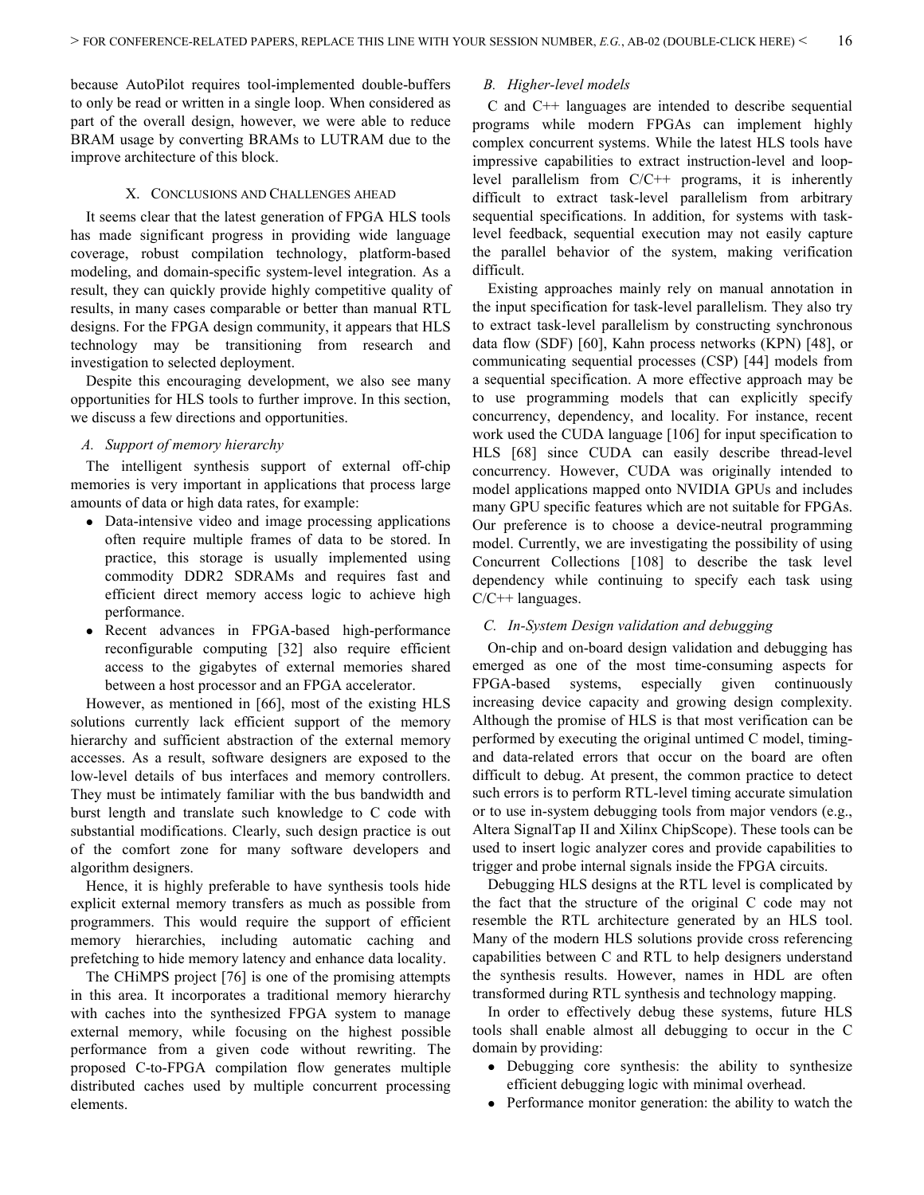because AutoPilot requires tool-implemented double-buffers to only be read or written in a single loop. When considered as part of the overall design, however, we were able to reduce BRAM usage by converting BRAMs to LUTRAM due to the improve architecture of this block.

## X. Conclusions and Challenges ahead

It seems clear that the latest generation of FPGA HLS tools has made significant progress in providing wide language coverage, robust compilation technology, platform-based modeling, and domain-specific system-level integration. As a result, they can quickly provide highly competitive quality of results, in many cases comparable or better than manual RTL designs. For the FPGA design community, it appears that HLS technology may be transitioning from research and investigation to selected deployment.

Despite this encouraging development, we also see many opportunities for HLS tools to further improve. In this section, we discuss a few directions and opportunities.

### *A. Support of memory hierarchy*

The intelligent synthesis support of external off-chip memories is very important in applications that process large amounts of data or high data rates, for example:

- Data-intensive video and image processing applications often require multiple frames of data to be stored. In practice, this storage is usually implemented using commodity DDR2 SDRAMs and requires fast and efficient direct memory access logic to achieve high performance.
- Recent advances in FPGA-based high-performance reconfigurable computing [32] also require efficient access to the gigabytes of external memories shared between a host processor and an FPGA accelerator.

However, as mentioned in [66], most of the existing HLS solutions currently lack efficient support of the memory hierarchy and sufficient abstraction of the external memory accesses. As a result, software designers are exposed to the low-level details of bus interfaces and memory controllers. They must be intimately familiar with the bus bandwidth and burst length and translate such knowledge to C code with substantial modifications. Clearly, such design practice is out of the comfort zone for many software developers and algorithm designers.

Hence, it is highly preferable to have synthesis tools hide explicit external memory transfers as much as possible from programmers. This would require the support of efficient memory hierarchies, including automatic caching and prefetching to hide memory latency and enhance data locality.

The CHiMPS project [76] is one of the promising attempts in this area. It incorporates a traditional memory hierarchy with caches into the synthesized FPGA system to manage external memory, while focusing on the highest possible performance from a given code without rewriting. The proposed C-to-FPGA compilation flow generates multiple distributed caches used by multiple concurrent processing elements.

### *B. Higher-level models*

C and C++ languages are intended to describe sequential programs while modern FPGAs can implement highly complex concurrent systems. While the latest HLS tools have impressive capabilities to extract instruction-level and loop-level parallelism from C/C++ programs, it is inherently difficult to extract task-level parallelism from arbitrary sequential specifications. In addition, for systems with task-level feedback, sequential execution may not easily capture the parallel behavior of the system, making verification difficult.

Existing approaches mainly rely on manual annotation in the input specification for task-level parallelism. They also try to extract task-level parallelism by constructing synchronous data flow (SDF) [60], Kahn process networks (KPN) [48], or communicating sequential processes (CSP) [44] models from a sequential specification. A more effective approach may be to use programming models that can explicitly specify concurrency, dependency, and locality. For instance, recent work used the CUDA language [106] for input specification to HLS [68] since CUDA can easily describe thread-level concurrency. However, CUDA was originally intended to model applications mapped onto NVIDIA GPUs and includes many GPU specific features which are not suitable for FPGAs. Our preference is to choose a device-neutral programming model. Currently, we are investigating the possibility of using Concurrent Collections [108] to describe the task level dependency while continuing to specify each task using C/C++ languages.

### *C. In-System Design validation and debugging*

On-chip and on-board design validation and debugging has emerged as one of the most time-consuming aspects for FPGA-based systems, especially given continuously increasing device capacity and growing design complexity. Although the promise of HLS is that most verification can be performed by executing the original untimed C model, timing- and data-related errors that occur on the board are often difficult to debug. At present, the common practice to detect such errors is to perform RTL-level timing accurate simulation or to use in-system debugging tools from major vendors (e.g., Altera SignalTap II and Xilinx ChipScope). These tools can be used to insert logic analyzer cores and provide capabilities to trigger and probe internal signals inside the FPGA circuits.

Debugging HLS designs at the RTL level is complicated by the fact that the structure of the original C code may not resemble the RTL architecture generated by an HLS tool. Many of the modern HLS solutions provide cross referencing capabilities between C and RTL to help designers understand the synthesis results. However, names in HDL are often transformed during RTL synthesis and technology mapping.

In order to effectively debug these systems, future HLS tools shall enable almost all debugging to occur in the C domain by providing:

- Debugging core synthesis: the ability to synthesize efficient debugging logic with minimal overhead.
- Performance monitor generation: the ability to watch the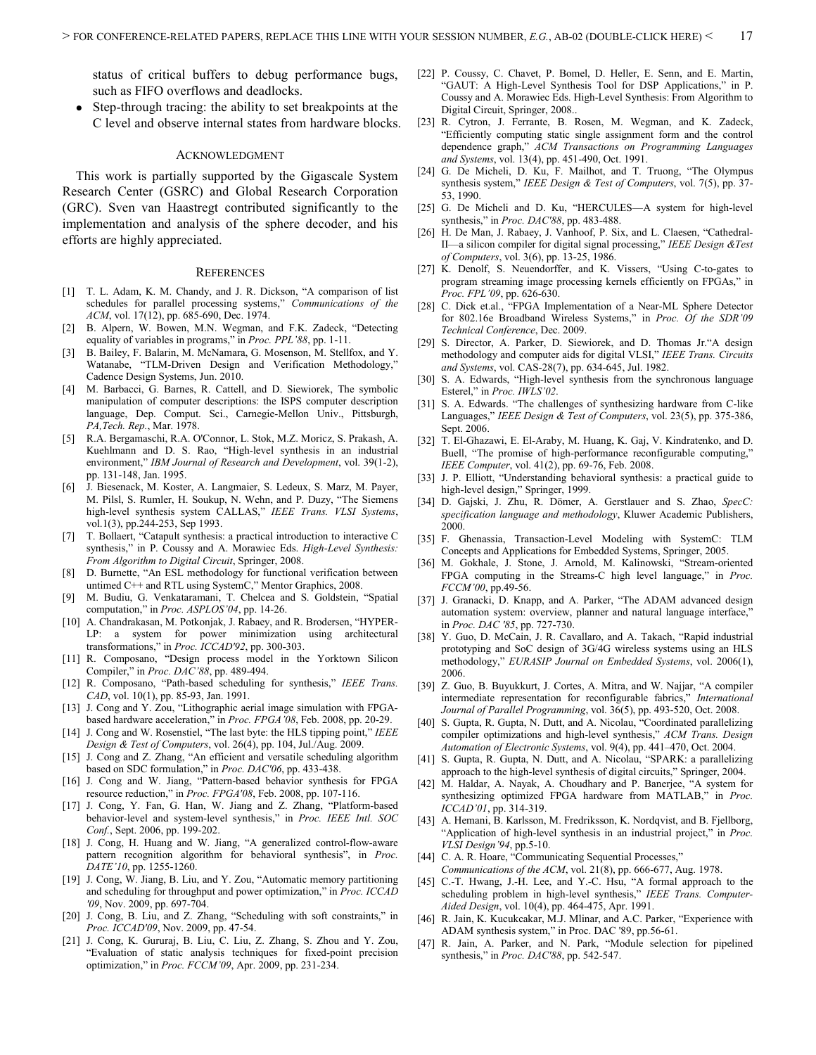status of critical buffers to debug performance bugs, such as FIFO overflows and deadlocks.

- Step-through tracing: the ability to set breakpoints at the C level and observe internal states from hardware blocks.

## Acknowledgment

This work is partially supported by the Gigascale System Research Center (GSRC) and Global Research Corporation (GRC). Sven van Haastregt contributed significantly to the implementation and analysis of the sphere decoder, and his efforts are highly appreciated.

## References

[1] T. L. Adam, K. M. Chandy, and J. R. Dickson, "A comparison of list schedules for parallel processing systems," *Communications of the ACM*, vol. 17(12), pp. 685-690, Dec. 1974.

[2] B. Alpern, W. Bowen, M.N. Wegman, and F.K. Zadeck, "Detecting equality of variables in programs," in *Proc. PPL'88*, pp. 1-11.

[3] B. Bailey, F. Balarin, M. McNamara, G. Mosenson, M. Stellfox, and Y. Watanabe, "TLM-Driven Design and Verification Methodology," Cadence Design Systems, Jun. 2010.

[4] M. Barbacci, G. Barnes, R. Cattell, and D. Siewiorek, The symbolic manipulation of computer descriptions: the ISPS computer description language, Dep. Comput. Sci., Carnegie-Mellon Univ., Pittsburgh, *PA,Tech. Rep.*, Mar. 1978.

[5] R.A. Bergamaschi, R.A. O'Connor, L. Stok, M.Z. Moricz, S. Prakash, A. Kuehlmann and D. S. Rao, "High-level synthesis in an industrial environment," *IBM Journal of Research and Development*, vol. 39(1-2), pp. 131-148, Jan. 1995.

[6] J. Biesenack, M. Koster, A. Langmaier, S. Ledeux, S. Marz, M. Payer, M. Pilsl, S. Rumler, H. Soukup, N. Wehn, and P. Duzy, "The Siemens high-level synthesis system CALLAS," *IEEE Trans. VLSI Systems*, vol.1(3), pp.244-253, Sep 1993.

[7] T. Bollaert, "Catapult synthesis: a practical introduction to interactive C synthesis," in P. Coussy and A. Morawiec Eds. *High-Level Synthesis: From Algorithm to Digital Circuit*, Springer, 2008.

[8] D. Burnette, "An ESL methodology for functional verification between untimed C++ and RTL using SystemC," Mentor Graphics, 2008.

[9] M. Budiu, G. Venkataramani, T. Chelcea and S. Goldstein, "Spatial computation," in *Proc. ASPLOS'04*, pp. 14-26.

[10] A. Chandrakasan, M. Potkonjak, J. Rabaey, and R. Brodersen, "HYPER-LP: a system for power minimization using architectural transformations," in *Proc. ICCAD'92*, pp. 300-303.

[11] R. Composano, "Design process model in the Yorktown Silicon Compiler," in *Proc. DAC'88*, pp. 489-494.

[12] R. Composano, "Path-based scheduling for synthesis," *IEEE Trans. CAD*, vol. 10(1), pp. 85-93, Jan. 1991.

[13] J. Cong and Y. Zou, "Lithographic aerial image simulation with FPGA-based hardware acceleration," in *Proc. FPGA'08*, Feb. 2008, pp. 20-29.

[14] J. Cong and W. Rosenstiel, "The last byte: the HLS tipping point," *IEEE Design & Test of Computers*, vol. 26(4), pp. 104, Jul./Aug. 2009.

[15] J. Cong and Z. Zhang, "An efficient and versatile scheduling algorithm based on SDC formulation," in *Proc. DAC'06*, pp. 433-438.

[16] J. Cong and W. Jiang, "Pattern-based behavior synthesis for FPGA resource reduction," in *Proc. FPGA'08*, Feb. 2008, pp. 107-116.

[17] J. Cong, Y. Fan, G. Han, W. Jiang and Z. Zhang, "Platform-based behavior-level and system-level synthesis," in *Proc. IEEE Intl. SOC Conf.*, Sept. 2006, pp. 199-202.

[18] J. Cong, H. Huang and W. Jiang, "A generalized control-flow-aware pattern recognition algorithm for behavioral synthesis", in *Proc. DATE'10*, pp. 1255-1260.

[19] J. Cong, W. Jiang, B. Liu, and Y. Zou, "Automatic memory partitioning and scheduling for throughput and power optimization," in *Proc. ICCAD '09*, Nov. 2009, pp. 697-704.

[20] J. Cong, B. Liu, and Z. Zhang, "Scheduling with soft constraints," in *Proc. ICCAD'09*, Nov. 2009, pp. 47-54.

[21] J. Cong, K. Gururaj, B. Liu, C. Liu, Z. Zhang, S. Zhou and Y. Zou, "Evaluation of static analysis techniques for fixed-point precision optimization," in *Proc. FCCM'09*, Apr. 2009, pp. 231-234.

[22] P. Coussy, C. Chavet, P. Bomel, D. Heller, E. Senn, and E. Martin, "GAUT: A High-Level Synthesis Tool for DSP Applications," in P. Coussy and A. Morawiec Eds. High-Level Synthesis: From Algorithm to Digital Circuit, Springer, 2008..

[23] R. Cytron, J. Ferrante, B. Rosen, M. Wegman, and K. Zadeck, "Efficiently computing static single assignment form and the control dependence graph," *ACM Transactions on Programming Languages and Systems*, vol. 13(4), pp. 451-490, Oct. 1991.

[24] G. De Micheli, D. Ku, F. Mailhot, and T. Truong, "The Olympus synthesis system," *IEEE Design & Test of Computers*, vol. 7(5), pp. 37-53, 1990.

[25] G. De Micheli and D. Ku, "HERCULES—A system for high-level synthesis," in *Proc. DAC'88*, pp. 483-488.

[26] H. De Man, J. Rabaey, J. Vanhoof, P. Six, and L. Claesen, "Cathedral-II—a silicon compiler for digital signal processing," *IEEE Design &Test of Computers*, vol. 3(6), pp. 13-25, 1986.

[27] K. Denolf, S. Neuendorffer, and K. Vissers, "Using C-to-gates to program streaming image processing kernels efficiently on FPGAs," in *Proc. FPL'09*, pp. 626-630.

[28] C. Dick et.al., "FPGA Implementation of a Near-ML Sphere Detector for 802.16e Broadband Wireless Systems," in *Proc. Of the SDR'09 Technical Conference*, Dec. 2009.

[29] S. Director, A. Parker, D. Siewiorek, and D. Thomas Jr."A design methodology and computer aids for digital VLSI," *IEEE Trans. Circuits and Systems*, vol. CAS-28(7), pp. 634-645, Jul. 1982.

[30] S. A. Edwards, "High-level synthesis from the synchronous language Esterel," in *Proc. IWLS'02*.

[31] S. A. Edwards. "The challenges of synthesizing hardware from C-like Languages," *IEEE Design & Test of Computers*, vol. 23(5), pp. 375-386, Sept. 2006.

[32] T. El-Ghazawi, E. El-Araby, M. Huang, K. Gaj, V. Kindratenko, and D. Buell, "The promise of high-performance reconfigurable computing," *IEEE Computer*, vol. 41(2), pp. 69-76, Feb. 2008.

[33] J. P. Elliott, "Understanding behavioral synthesis: a practical guide to high-level design," Springer, 1999.

[34] D. Gajski, J. Zhu, R. Dömer, A. Gerstlauer and S. Zhao, *SpecC: specification language and methodology*, Kluwer Academic Publishers, 2000.

[35] F. Ghenassia, Transaction-Level Modeling with SystemC: TLM Concepts and Applications for Embedded Systems, Springer, 2005.

[36] M. Gokhale, J. Stone, J. Arnold, M. Kalinowski, "Stream-oriented FPGA computing in the Streams-C high level language," in *Proc. FCCM'00*, pp.49-56.

[37] J. Granacki, D. Knapp, and A. Parker, "The ADAM advanced design automation system: overview, planner and natural language interface," in *Proc. DAC '85*, pp. 727-730.

[38] Y. Guo, D. McCain, J. R. Cavallaro, and A. Takach, "Rapid industrial prototyping and SoC design of 3G/4G wireless systems using an HLS methodology," *EURASIP Journal on Embedded Systems*, vol. 2006(1), 2006.

[39] Z. Guo, B. Buyukkurt, J. Cortes, A. Mitra, and W. Najjar, "A compiler intermediate representation for reconfigurable fabrics," *International Journal of Parallel Programming*, vol. 36(5), pp. 493-520, Oct. 2008.

[40] S. Gupta, R. Gupta, N. Dutt, and A. Nicolau, "Coordinated parallelizing compiler optimizations and high-level synthesis," *ACM Trans. Design Automation of Electronic Systems*, vol. 9(4), pp. 441–470, Oct. 2004.

[41] S. Gupta, R. Gupta, N. Dutt, and A. Nicolau, "SPARK: a parallelizing approach to the high-level synthesis of digital circuits," Springer, 2004.

[42] M. Haldar, A. Nayak, A. Choudhary and P. Banerjee, "A system for synthesizing optimized FPGA hardware from MATLAB," in *Proc. ICCAD'01*, pp. 314-319.

[43] A. Hemani, B. Karlsson, M. Fredriksson, K. Nordqvist, and B. Fjellborg, "Application of high-level synthesis in an industrial project," in *Proc. VLSI Design'94*, pp.5-10.

[44] C. A. R. Hoare, "Communicating Sequential Processes," *Communications of the ACM*, vol. 21(8), pp. 666-677, Aug. 1978.

[45] C.-T. Hwang, J.-H. Lee, and Y.-C. Hsu, "A formal approach to the scheduling problem in high-level synthesis," *IEEE Trans. Computer-Aided Design*, vol. 10(4), pp. 464-475, Apr. 1991.

[46] R. Jain, K. Kucukcakar, M.J. Mlinar, and A.C. Parker, "Experience with ADAM synthesis system," in Proc. DAC '89, pp.56-61.

[47] R. Jain, A. Parker, and N. Park, "Module selection for pipelined synthesis," in *Proc. DAC'88*, pp. 542-547.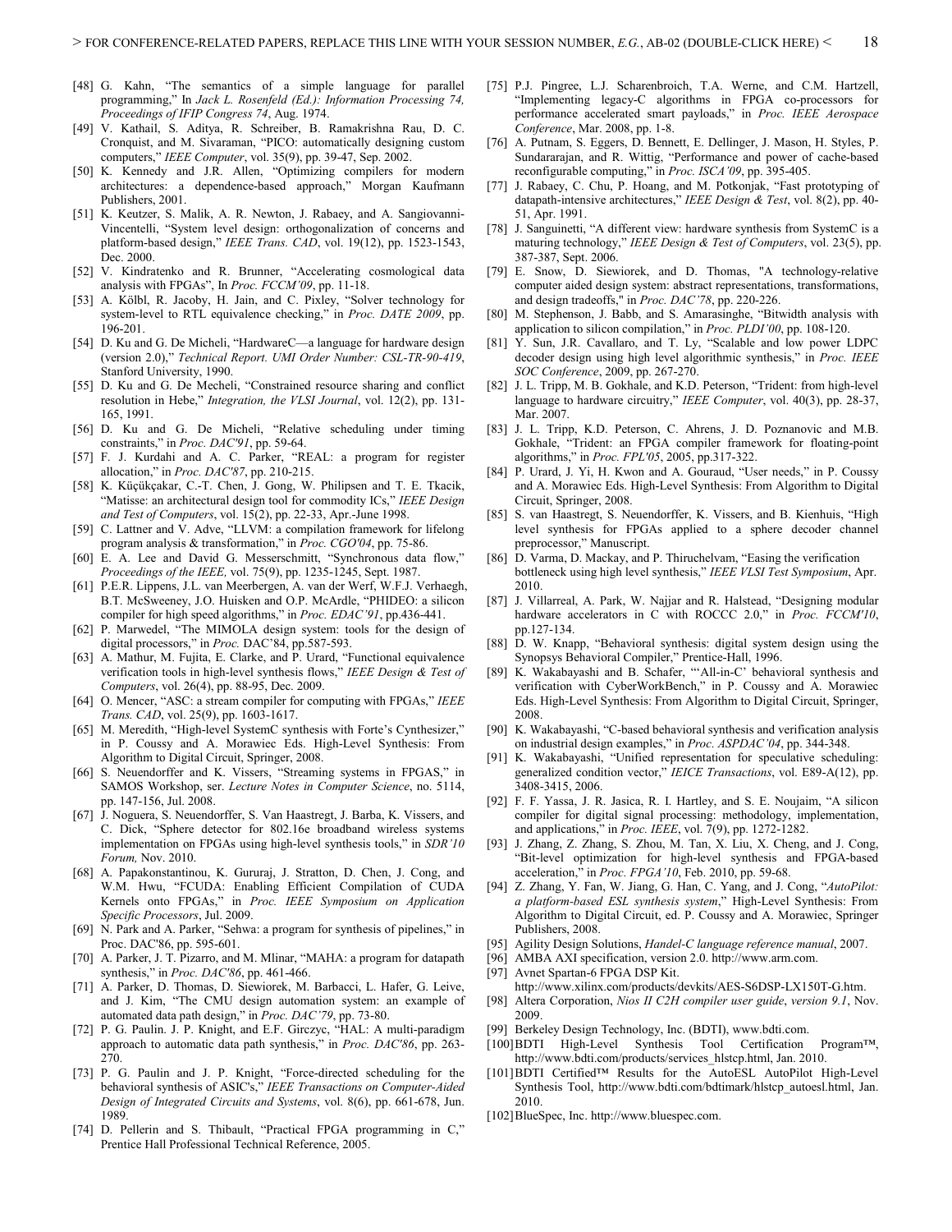[48] G. Kahn, "The semantics of a simple language for parallel programming," In *Jack L. Rosenfeld (Ed.): Information Processing 74, Proceedings of IFIP Congress 74*, Aug. 1974.

[49] V. Kathail, S. Aditya, R. Schreiber, B. Ramakrishna Rau, D. C. Cronquist, and M. Sivaraman, "PICO: automatically designing custom computers," *IEEE Computer*, vol. 35(9), pp. 39-47, Sep. 2002.

[50] K. Kennedy and J.R. Allen, "Optimizing compilers for modern architectures: a dependence-based approach," Morgan Kaufmann Publishers, 2001.

[51] K. Keutzer, S. Malik, A. R. Newton, J. Rabaey, and A. Sangiovanni-Vincentelli, "System level design: orthogonalization of concerns and platform-based design," *IEEE Trans. CAD*, vol. 19(12), pp. 1523-1543, Dec. 2000.

[52] V. Kindratenko and R. Brunner, "Accelerating cosmological data analysis with FPGAs", In *Proc. FCCM'09*, pp. 11-18.

[53] A. Kölbl, R. Jacoby, H. Jain, and C. Pixley, "Solver technology for system-level to RTL equivalence checking," in *Proc. DATE 2009*, pp. 196-201.

[54] D. Ku and G. De Micheli, "HardwareC—a language for hardware design (version 2.0)," *Technical Report. UMI Order Number: CSL-TR-90-419*, Stanford University, 1990.

[55] D. Ku and G. De Mecheli, "Constrained resource sharing and conflict resolution in Hebe," *Integration, the VLSI Journal*, vol. 12(2), pp. 131-165, 1991.

[56] D. Ku and G. De Micheli, "Relative scheduling under timing constraints," in *Proc. DAC'91*, pp. 59-64.

[57] F. J. Kurdahi and A. C. Parker, "REAL: a program for register allocation," in *Proc. DAC'87*, pp. 210-215.

[58] K. Küçükçakar, C.-T. Chen, J. Gong, W. Philipsen and T. E. Tkacik, "Matisse: an architectural design tool for commodity ICs," *IEEE Design and Test of Computers*, vol. 15(2), pp. 22-33, Apr.-June 1998.

[59] C. Lattner and V. Adve, "LLVM: a compilation framework for lifelong program analysis & transformation," in *Proc. CGO'04*, pp. 75-86.

[60] E. A. Lee and David G. Messerschmitt, "Synchronous data flow," *Proceedings of the IEEE,* vol. 75(9), pp. 1235-1245, Sept. 1987.

[61] P.E.R. Lippens, J.L. van Meerbergen, A. van der Werf, W.F.J. Verhaegh, B.T. McSweeney, J.O. Huisken and O.P. McArdle, "PHIDEO: a silicon compiler for high speed algorithms," in *Proc. EDAC'91*, pp.436-441.

[62] P. Marwedel, "The MIMOLA design system: tools for the design of digital processors," in *Proc.* DAC'84, pp.587-593.

[63] A. Mathur, M. Fujita, E. Clarke, and P. Urard, "Functional equivalence verification tools in high-level synthesis flows," *IEEE Design & Test of Computers*, vol. 26(4), pp. 88-95, Dec. 2009.

[64] O. Mencer, "ASC: a stream compiler for computing with FPGAs," *IEEE Trans. CAD*, vol. 25(9), pp. 1603-1617.

[65] M. Meredith, "High-level SystemC synthesis with Forte's Cynthesizer," in P. Coussy and A. Morawiec Eds. High-Level Synthesis: From Algorithm to Digital Circuit, Springer, 2008.

[66] S. Neuendorffer and K. Vissers, "Streaming systems in FPGAS," in SAMOS Workshop, ser. *Lecture Notes in Computer Science*, no. 5114, pp. 147-156, Jul. 2008.

[67] J. Noguera, S. Neuendorffer, S. Van Haastregt, J. Barba, K. Vissers, and C. Dick, "Sphere detector for 802.16e broadband wireless systems implementation on FPGAs using high-level synthesis tools," in *SDR'10 Forum,* Nov. 2010.

[68] A. Papakonstantinou, K. Gururaj, J. Stratton, D. Chen, J. Cong, and W.M. Hwu, "FCUDA: Enabling Efficient Compilation of CUDA Kernels onto FPGAs," in *Proc. IEEE Symposium on Application Specific Processors*, Jul. 2009.

[69] N. Park and A. Parker, "Sehwa: a program for synthesis of pipelines," in Proc. DAC'86, pp. 595-601.

[70] A. Parker, J. T. Pizarro, and M. Mlinar, "MAHA: a program for datapath synthesis," in *Proc. DAC'86*, pp. 461-466.

[71] A. Parker, D. Thomas, D. Siewiorek, M. Barbacci, L. Hafer, G. Leive, and J. Kim, "The CMU design automation system: an example of automated data path design," in *Proc. DAC'79*, pp. 73-80.

[72] P. G. Paulin. J. P. Knight, and E.F. Girczyc, "HAL: A multi-paradigm approach to automatic data path synthesis," in *Proc. DAC'86*, pp. 263-270.

[73] P. G. Paulin and J. P. Knight, "Force-directed scheduling for the behavioral synthesis of ASIC's," *IEEE Transactions on Computer-Aided Design of Integrated Circuits and Systems*, vol. 8(6), pp. 661-678, Jun. 1989.

[74] D. Pellerin and S. Thibault, "Practical FPGA programming in C," Prentice Hall Professional Technical Reference, 2005.

[75] P.J. Pingree, L.J. Scharenbroich, T.A. Werne, and C.M. Hartzell, "Implementing legacy-C algorithms in FPGA co-processors for performance accelerated smart payloads," in *Proc. IEEE Aerospace Conference*, Mar. 2008, pp. 1-8.

[76] A. Putnam, S. Eggers, D. Bennett, E. Dellinger, J. Mason, H. Styles, P. Sundararajan, and R. Wittig, "Performance and power of cache-based reconfigurable computing," in *Proc. ISCA'09*, pp. 395-405.

[77] J. Rabaey, C. Chu, P. Hoang, and M. Potkonjak, "Fast prototyping of datapath-intensive architectures," *IEEE Design & Test*, vol. 8(2), pp. 40-51, Apr. 1991.

[78] J. Sanguinetti, "A different view: hardware synthesis from SystemC is a maturing technology," *IEEE Design & Test of Computers*, vol. 23(5), pp. 387-387, Sept. 2006.

[79] E. Snow, D. Siewiorek, and D. Thomas, "A technology-relative computer aided design system: abstract representations, transformations, and design tradeoffs," in *Proc. DAC'78*, pp. 220-226.

[80] M. Stephenson, J. Babb, and S. Amarasinghe, "Bitwidth analysis with application to silicon compilation," in *Proc. PLDI'00*, pp. 108-120.

[81] Y. Sun, J.R. Cavallaro, and T. Ly, "Scalable and low power LDPC decoder design using high level algorithmic synthesis," in *Proc. IEEE SOC Conference*, 2009, pp. 267-270.

[82] J. L. Tripp, M. B. Gokhale, and K.D. Peterson, "Trident: from high-level language to hardware circuitry," *IEEE Computer*, vol. 40(3), pp. 28-37, Mar. 2007.

[83] J. L. Tripp, K.D. Peterson, C. Ahrens, J. D. Poznanovic and M.B. Gokhale, "Trident: an FPGA compiler framework for floating-point algorithms," in *Proc. FPL'05*, 2005, pp.317-322.

[84] P. Urard, J. Yi, H. Kwon and A. Gouraud, "User needs," in P. Coussy and A. Morawiec Eds. High-Level Synthesis: From Algorithm to Digital Circuit, Springer, 2008.

[85] S. van Haastregt, S. Neuendorffer, K. Vissers, and B. Kienhuis, "High level synthesis for FPGAs applied to a sphere decoder channel preprocessor," Manuscript.

[86] D. Varma, D. Mackay, and P. Thiruchelvam, "Easing the verification bottleneck using high level synthesis," *IEEE VLSI Test Symposium*, Apr. 2010.

[87] J. Villarreal, A. Park, W. Najjar and R. Halstead, "Designing modular hardware accelerators in C with ROCCC 2.0," in *Proc. FCCM'10*, pp.127-134.

[88] D. W. Knapp, "Behavioral synthesis: digital system design using the Synopsys Behavioral Compiler," Prentice-Hall, 1996.

[89] K. Wakabayashi and B. Schafer, "'All-in-C' behavioral synthesis and verification with CyberWorkBench," in P. Coussy and A. Morawiec Eds. High-Level Synthesis: From Algorithm to Digital Circuit, Springer, 2008.

[90] K. Wakabayashi, "C-based behavioral synthesis and verification analysis on industrial design examples," in *Proc. ASPDAC'04*, pp. 344-348.

[91] K. Wakabayashi, "Unified representation for speculative scheduling: generalized condition vector," *IEICE Transactions*, vol. E89-A(12), pp. 3408-3415, 2006.

[92] F. F. Yassa, J. R. Jasica, R. I. Hartley, and S. E. Noujaim, "A silicon compiler for digital signal processing: methodology, implementation, and applications," in *Proc. IEEE*, vol. 7(9), pp. 1272-1282.

[93] J. Zhang, Z. Zhang, S. Zhou, M. Tan, X. Liu, X. Cheng, and J. Cong, "Bit-level optimization for high-level synthesis and FPGA-based acceleration," in *Proc. FPGA'10*, Feb. 2010, pp. 59-68.

[94] Z. Zhang, Y. Fan, W. Jiang, G. Han, C. Yang, and J. Cong, "*AutoPilot: a platform-based ESL synthesis system*," High-Level Synthesis: From Algorithm to Digital Circuit, ed. P. Coussy and A. Morawiec, Springer Publishers, 2008.

[95] Agility Design Solutions, *Handel-C language reference manual*, 2007.

[96] AMBA AXI specification, version 2.0. http://www.arm.com.

[97] Avnet Spartan-6 FPGA DSP Kit. http://www.xilinx.com/products/devkits/AES-S6DSP-LX150T-G.htm.

[98] Altera Corporation, *Nios II C2H compiler user guide*, *version 9.1*, Nov. 2009.

[99] Berkeley Design Technology, Inc. (BDTI), www.bdti.com.

[100] BDTI High-Level Synthesis Tool Certification Program™, http://www.bdti.com/products/services_hlstcp.html, Jan. 2010.

[101] BDTI Certified™ Results for the AutoESL AutoPilot High-Level Synthesis Tool, http://www.bdti.com/bdtimark/hlstcp_autoesl.html, Jan. 2010.

[102] BlueSpec, Inc. http://www.bluespec.com.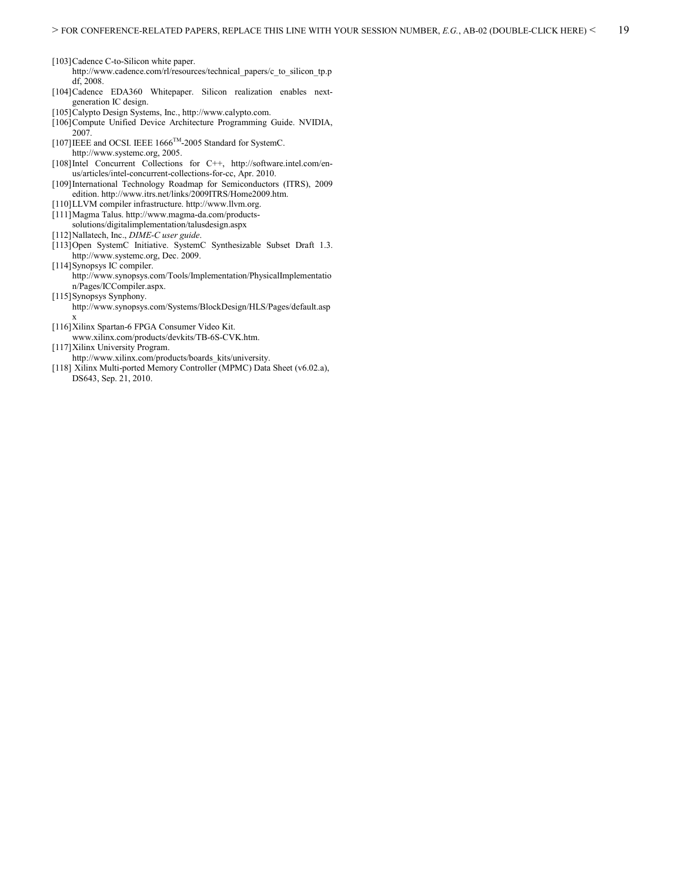[103] Cadence C-to-Silicon white paper. http://www.cadence.com/rl/resources/technical_papers/c_to_silicon_tp.pdf, 2008.

[104] Cadence EDA360 Whitepaper. Silicon realization enables next-generation IC design.

[105] Calypto Design Systems, Inc., http://www.calypto.com.

[106] Compute Unified Device Architecture Programming Guide. NVIDIA, 2007.

[107] IEEE and OCSI. IEEE 1666™-2005 Standard for SystemC. http://www.systemc.org, 2005.

[108] Intel Concurrent Collections for C++, http://software.intel.com/en-us/articles/intel-concurrent-collections-for-cc, Apr. 2010.

[109] International Technology Roadmap for Semiconductors (ITRS), 2009 edition. http://www.itrs.net/links/2009ITRS/Home2009.htm.

[110] LLVM compiler infrastructure. http://www.llvm.org.

[111] Magma Talus. http://www.magma-da.com/products-solutions/digitalimplementation/talusdesign.aspx

[112] Nallatech, Inc., *DIME-C user guide*.

[113] Open SystemC Initiative. SystemC Synthesizable Subset Draft 1.3. http://www.systemc.org, Dec. 2009.

[114] Synopsys IC compiler. http://www.synopsys.com/Tools/Implementation/PhysicalImplementation/Pages/ICCompiler.aspx.

[115] Synopsys Synphony. http://www.synopsys.com/Systems/BlockDesign/HLS/Pages/default.aspx

[116] Xilinx Spartan-6 FPGA Consumer Video Kit. www.xilinx.com/products/devkits/TB-6S-CVK.htm.

[117] Xilinx University Program. http://www.xilinx.com/products/boards_kits/university.

[118] Xilinx Multi-ported Memory Controller (MPMC) Data Sheet (v6.02.a), DS643, Sep. 21, 2010.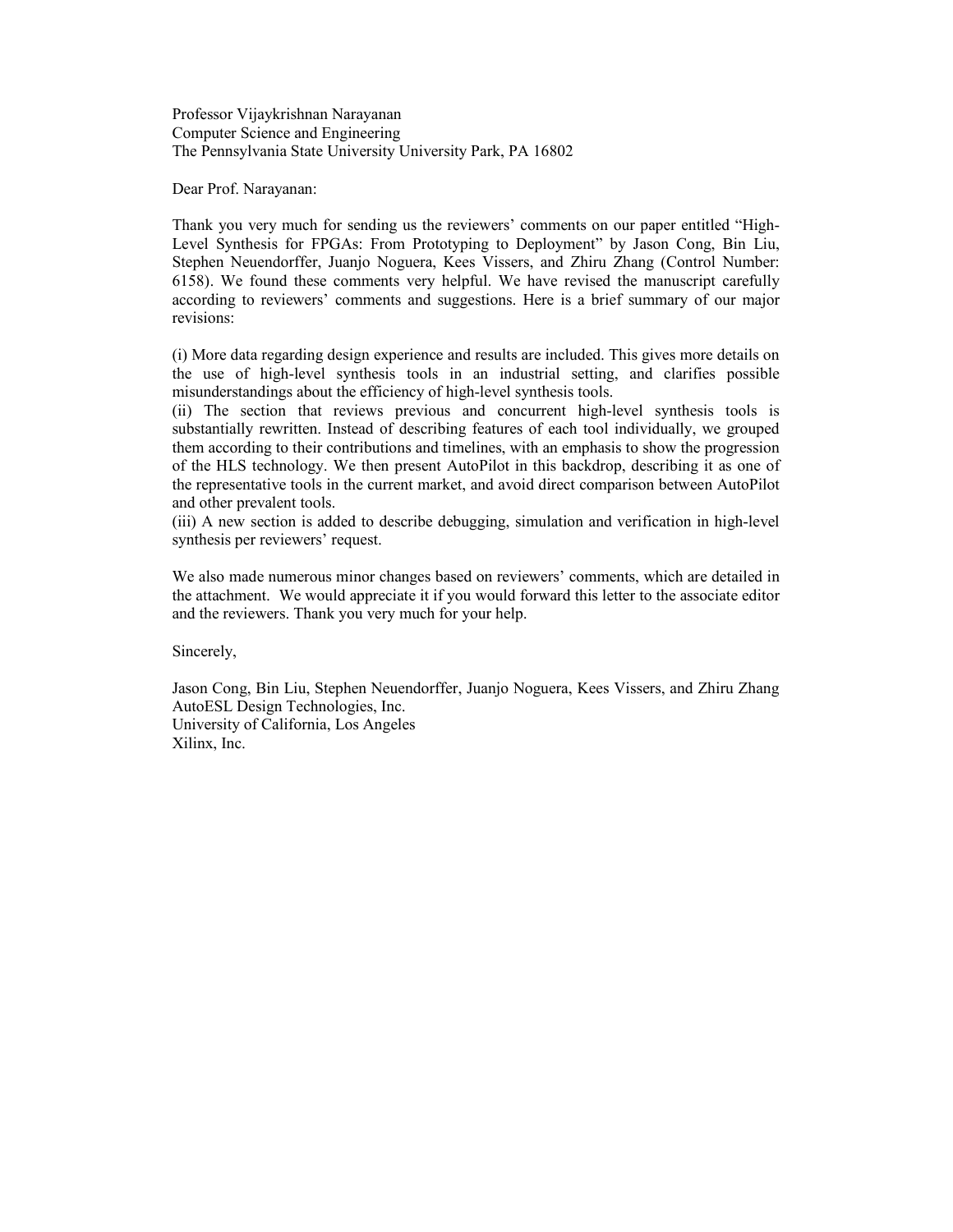Professor Vijaykrishnan Narayanan
Computer Science and Engineering
The Pennsylvania State University University Park, PA 16802

Dear Prof. Narayanan:

Thank you very much for sending us the reviewers' comments on our paper entitled "High-Level Synthesis for FPGAs: From Prototyping to Deployment" by Jason Cong, Bin Liu, Stephen Neuendorffer, Juanjo Noguera, Kees Vissers, and Zhiru Zhang (Control Number: 6158). We found these comments very helpful. We have revised the manuscript carefully according to reviewers' comments and suggestions. Here is a brief summary of our major revisions:

(i) More data regarding design experience and results are included. This gives more details on the use of high-level synthesis tools in an industrial setting, and clarifies possible misunderstandings about the efficiency of high-level synthesis tools.
(ii) The section that reviews previous and concurrent high-level synthesis tools is substantially rewritten. Instead of describing features of each tool individually, we grouped them according to their contributions and timelines, with an emphasis to show the progression of the HLS technology. We then present AutoPilot in this backdrop, describing it as one of the representative tools in the current market, and avoid direct comparison between AutoPilot and other prevalent tools.
(iii) A new section is added to describe debugging, simulation and verification in high-level synthesis per reviewers' request.

We also made numerous minor changes based on reviewers' comments, which are detailed in the attachment. We would appreciate it if you would forward this letter to the associate editor and the reviewers. Thank you very much for your help.

Sincerely,

Jason Cong, Bin Liu, Stephen Neuendorffer, Juanjo Noguera, Kees Vissers, and Zhiru Zhang
AutoESL Design Technologies, Inc.
University of California, Los Angeles
Xilinx, Inc.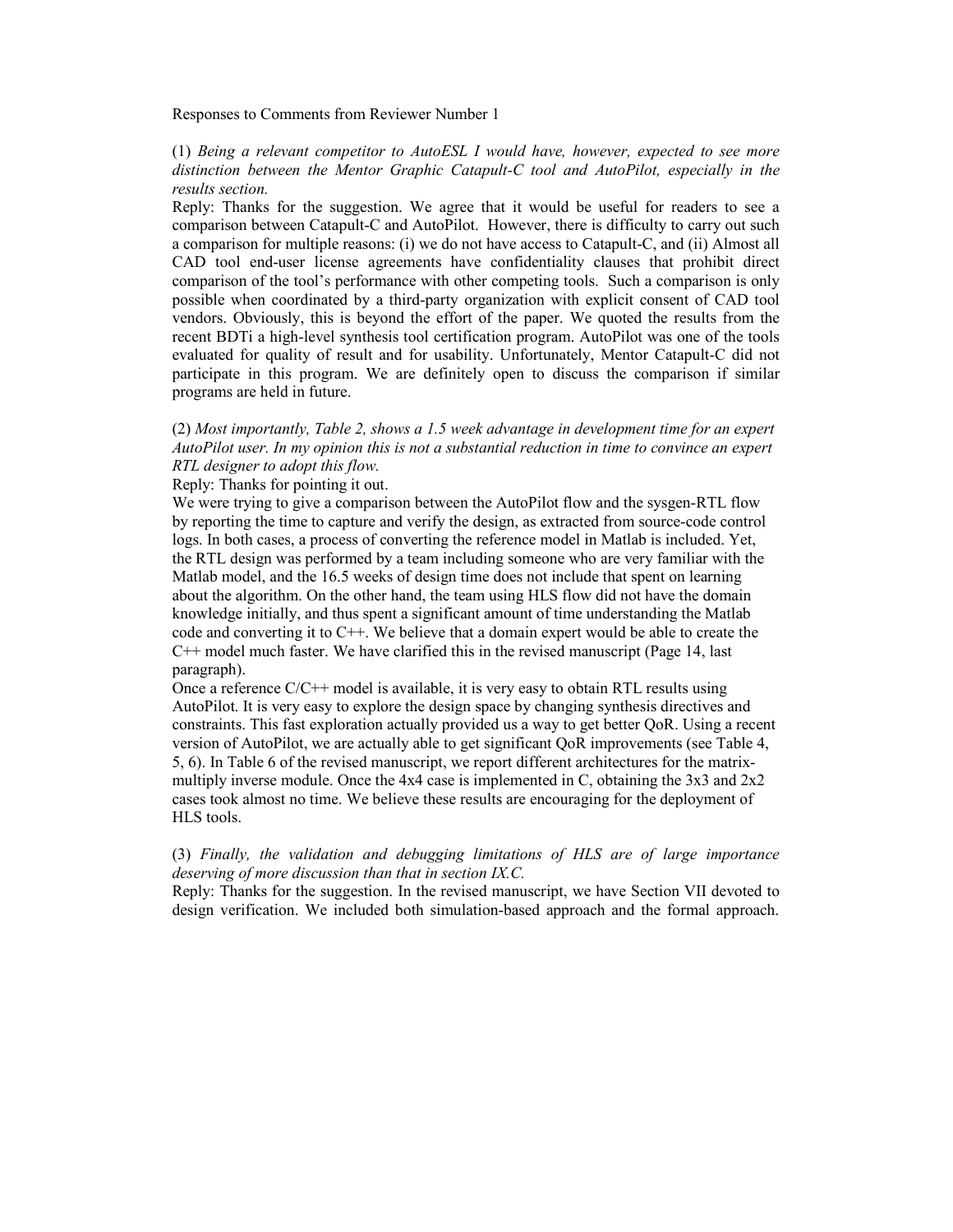Responses to Comments from Reviewer Number 1

(1) *Being a relevant competitor to AutoESL I would have, however, expected to see more distinction between the Mentor Graphic Catapult-C tool and AutoPilot, especially in the results section.*

Reply: Thanks for the suggestion. We agree that it would be useful for readers to see a comparison between Catapult-C and AutoPilot. However, there is difficulty to carry out such a comparison for multiple reasons: (i) we do not have access to Catapult-C, and (ii) Almost all CAD tool end-user license agreements have confidentiality clauses that prohibit direct comparison of the tool's performance with other competing tools. Such a comparison is only possible when coordinated by a third-party organization with explicit consent of CAD tool vendors. Obviously, this is beyond the effort of the paper. We quoted the results from the recent BDTi a high-level synthesis tool certification program. AutoPilot was one of the tools evaluated for quality of result and for usability. Unfortunately, Mentor Catapult-C did not participate in this program. We are definitely open to discuss the comparison if similar programs are held in future.

(2) *Most importantly, Table 2, shows a 1.5 week advantage in development time for an expert AutoPilot user. In my opinion this is not a substantial reduction in time to convince an expert RTL designer to adopt this flow.*

Reply: Thanks for pointing it out.

We were trying to give a comparison between the AutoPilot flow and the sysgen-RTL flow by reporting the time to capture and verify the design, as extracted from source-code control logs. In both cases, a process of converting the reference model in Matlab is included. Yet, the RTL design was performed by a team including someone who are very familiar with the Matlab model, and the 16.5 weeks of design time does not include that spent on learning about the algorithm. On the other hand, the team using HLS flow did not have the domain knowledge initially, and thus spent a significant amount of time understanding the Matlab code and converting it to C++. We believe that a domain expert would be able to create the C++ model much faster. We have clarified this in the revised manuscript (Page 14, last paragraph).

Once a reference C/C++ model is available, it is very easy to obtain RTL results using AutoPilot. It is very easy to explore the design space by changing synthesis directives and constraints. This fast exploration actually provided us a way to get better QoR. Using a recent version of AutoPilot, we are actually able to get significant QoR improvements (see Table 4, 5, 6). In Table 6 of the revised manuscript, we report different architectures for the matrix-multiply inverse module. Once the 4x4 case is implemented in C, obtaining the 3x3 and 2x2 cases took almost no time. We believe these results are encouraging for the deployment of HLS tools.

(3) *Finally, the validation and debugging limitations of HLS are of large importance deserving of more discussion than that in section IX.C.*

Reply: Thanks for the suggestion. In the revised manuscript, we have Section VII devoted to design verification. We included both simulation-based approach and the formal approach.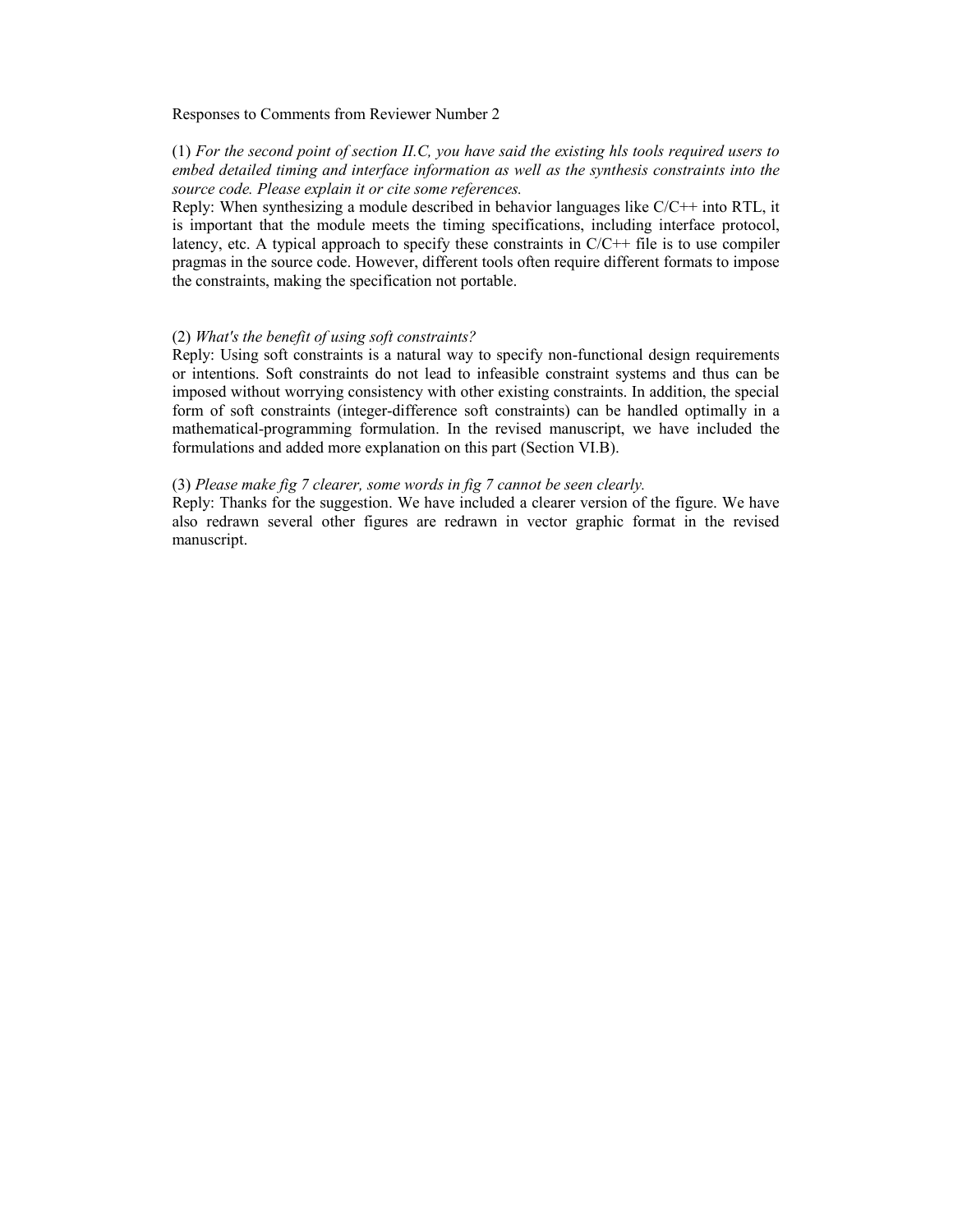Responses to Comments from Reviewer Number 2

(1) *For the second point of section II.C, you have said the existing hls tools required users to embed detailed timing and interface information as well as the synthesis constraints into the source code. Please explain it or cite some references.*
Reply: When synthesizing a module described in behavior languages like C/C++ into RTL, it is important that the module meets the timing specifications, including interface protocol, latency, etc. A typical approach to specify these constraints in C/C++ file is to use compiler pragmas in the source code. However, different tools often require different formats to impose the constraints, making the specification not portable.

(2) *What's the benefit of using soft constraints?*
Reply: Using soft constraints is a natural way to specify non-functional design requirements or intentions. Soft constraints do not lead to infeasible constraint systems and thus can be imposed without worrying consistency with other existing constraints. In addition, the special form of soft constraints (integer-difference soft constraints) can be handled optimally in a mathematical-programming formulation. In the revised manuscript, we have included the formulations and added more explanation on this part (Section VI.B).

(3) *Please make fig 7 clearer, some words in fig 7 cannot be seen clearly.*
Reply: Thanks for the suggestion. We have included a clearer version of the figure. We have also redrawn several other figures are redrawn in vector graphic format in the revised manuscript.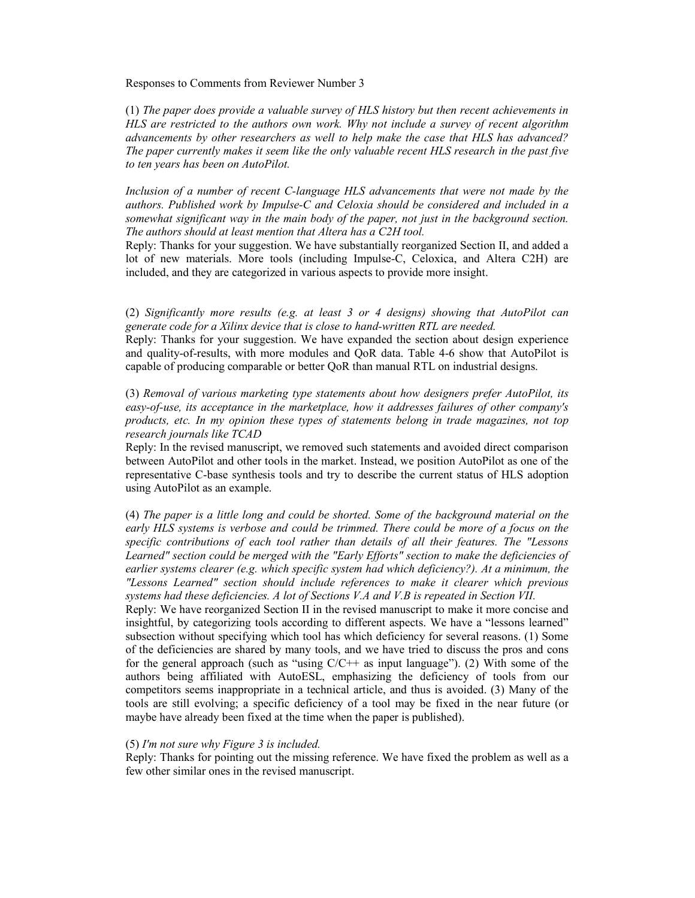Responses to Comments from Reviewer Number 3

(1) *The paper does provide a valuable survey of HLS history but then recent achievements in HLS are restricted to the authors own work. Why not include a survey of recent algorithm advancements by other researchers as well to help make the case that HLS has advanced? The paper currently makes it seem like the only valuable recent HLS research in the past five to ten years has been on AutoPilot.*

*Inclusion of a number of recent C-language HLS advancements that were not made by the authors. Published work by Impulse-C and Celoxia should be considered and included in a somewhat significant way in the main body of the paper, not just in the background section. The authors should at least mention that Altera has a C2H tool.*

Reply: Thanks for your suggestion. We have substantially reorganized Section II, and added a lot of new materials. More tools (including Impulse-C, Celoxica, and Altera C2H) are included, and they are categorized in various aspects to provide more insight.

(2) *Significantly more results (e.g. at least 3 or 4 designs) showing that AutoPilot can generate code for a Xilinx device that is close to hand-written RTL are needed.*

Reply: Thanks for your suggestion. We have expanded the section about design experience and quality-of-results, with more modules and QoR data. Table 4-6 show that AutoPilot is capable of producing comparable or better QoR than manual RTL on industrial designs.

(3) *Removal of various marketing type statements about how designers prefer AutoPilot, its easy-of-use, its acceptance in the marketplace, how it addresses failures of other company's products, etc. In my opinion these types of statements belong in trade magazines, not top research journals like TCAD*

Reply: In the revised manuscript, we removed such statements and avoided direct comparison between AutoPilot and other tools in the market. Instead, we position AutoPilot as one of the representative C-base synthesis tools and try to describe the current status of HLS adoption using AutoPilot as an example.

(4) *The paper is a little long and could be shorted. Some of the background material on the early HLS systems is verbose and could be trimmed. There could be more of a focus on the specific contributions of each tool rather than details of all their features. The "Lessons Learned" section could be merged with the "Early Efforts" section to make the deficiencies of earlier systems clearer (e.g. which specific system had which deficiency?). At a minimum, the "Lessons Learned" section should include references to make it clearer which previous systems had these deficiencies. A lot of Sections V.A and V.B is repeated in Section VII.*

Reply: We have reorganized Section II in the revised manuscript to make it more concise and insightful, by categorizing tools according to different aspects. We have a "lessons learned" subsection without specifying which tool has which deficiency for several reasons. (1) Some of the deficiencies are shared by many tools, and we have tried to discuss the pros and cons for the general approach (such as "using C/C++ as input language"). (2) With some of the authors being affiliated with AutoESL, emphasizing the deficiency of tools from our competitors seems inappropriate in a technical article, and thus is avoided. (3) Many of the tools are still evolving; a specific deficiency of a tool may be fixed in the near future (or maybe have already been fixed at the time when the paper is published).

(5) *I'm not sure why Figure 3 is included.*

Reply: Thanks for pointing out the missing reference. We have fixed the problem as well as a few other similar ones in the revised manuscript.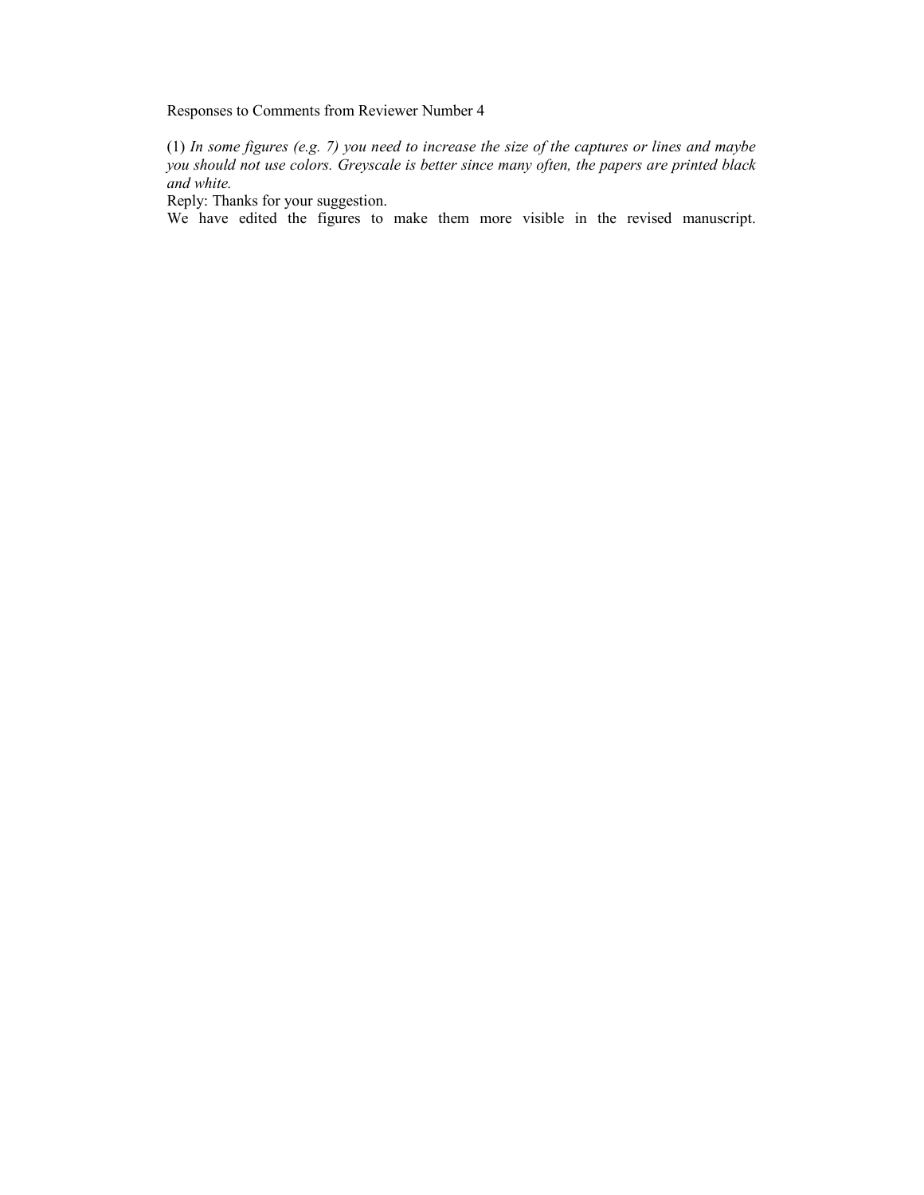Responses to Comments from Reviewer Number 4

(1) *In some figures (e.g. 7) you need to increase the size of the captures or lines and maybe you should not use colors. Greyscale is better since many often, the papers are printed black and white.*

Reply: Thanks for your suggestion.

We have edited the figures to make them more visible in the revised manuscript.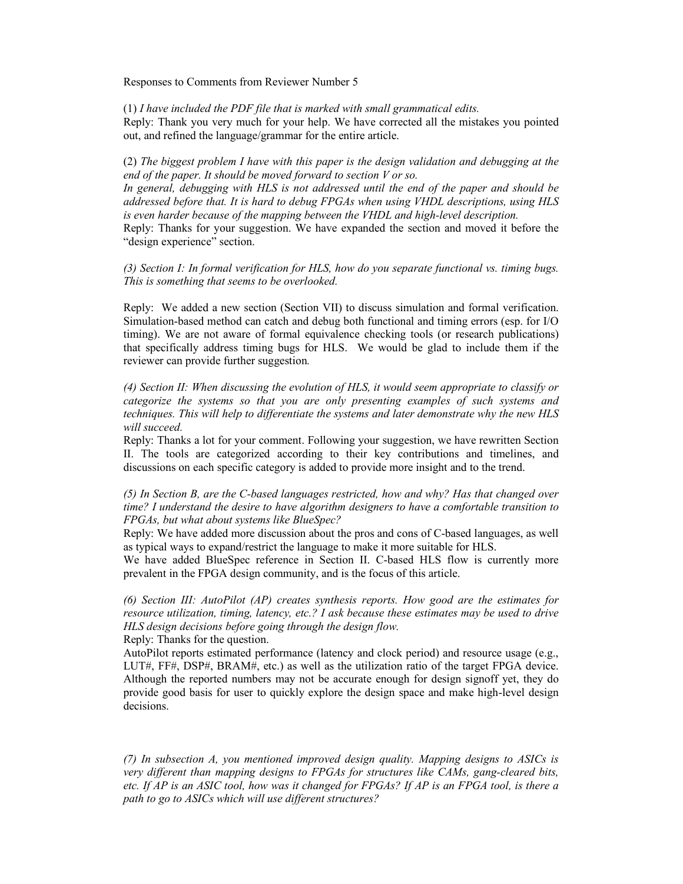Responses to Comments from Reviewer Number 5

(1) *I have included the PDF file that is marked with small grammatical edits.*
Reply: Thank you very much for your help. We have corrected all the mistakes you pointed out, and refined the language/grammar for the entire article.

(2) *The biggest problem I have with this paper is the design validation and debugging at the end of the paper. It should be moved forward to section V or so.*
*In general, debugging with HLS is not addressed until the end of the paper and should be addressed before that. It is hard to debug FPGAs when using VHDL descriptions, using HLS is even harder because of the mapping between the VHDL and high-level description.*
Reply: Thanks for your suggestion. We have expanded the section and moved it before the "design experience" section.

*(3) Section I: In formal verification for HLS, how do you separate functional vs. timing bugs. This is something that seems to be overlooked.*

Reply: We added a new section (Section VII) to discuss simulation and formal verification. Simulation-based method can catch and debug both functional and timing errors (esp. for I/O timing). We are not aware of formal equivalence checking tools (or research publications) that specifically address timing bugs for HLS. We would be glad to include them if the reviewer can provide further suggestion.

*(4) Section II: When discussing the evolution of HLS, it would seem appropriate to classify or categorize the systems so that you are only presenting examples of such systems and techniques. This will help to differentiate the systems and later demonstrate why the new HLS will succeed.*
Reply: Thanks a lot for your comment. Following your suggestion, we have rewritten Section II. The tools are categorized according to their key contributions and timelines, and discussions on each specific category is added to provide more insight and to the trend.

*(5) In Section B, are the C-based languages restricted, how and why? Has that changed over time? I understand the desire to have algorithm designers to have a comfortable transition to FPGAs, but what about systems like BlueSpec?*
Reply: We have added more discussion about the pros and cons of C-based languages, as well as typical ways to expand/restrict the language to make it more suitable for HLS.
We have added BlueSpec reference in Section II. C-based HLS flow is currently more prevalent in the FPGA design community, and is the focus of this article.

*(6) Section III: AutoPilot (AP) creates synthesis reports. How good are the estimates for resource utilization, timing, latency, etc.? I ask because these estimates may be used to drive HLS design decisions before going through the design flow.*
Reply: Thanks for the question.
AutoPilot reports estimated performance (latency and clock period) and resource usage (e.g., LUT#, FF#, DSP#, BRAM#, etc.) as well as the utilization ratio of the target FPGA device. Although the reported numbers may not be accurate enough for design signoff yet, they do provide good basis for user to quickly explore the design space and make high-level design decisions.

*(7) In subsection A, you mentioned improved design quality. Mapping designs to ASICs is very different than mapping designs to FPGAs for structures like CAMs, gang-cleared bits, etc. If AP is an ASIC tool, how was it changed for FPGAs? If AP is an FPGA tool, is there a path to go to ASICs which will use different structures?*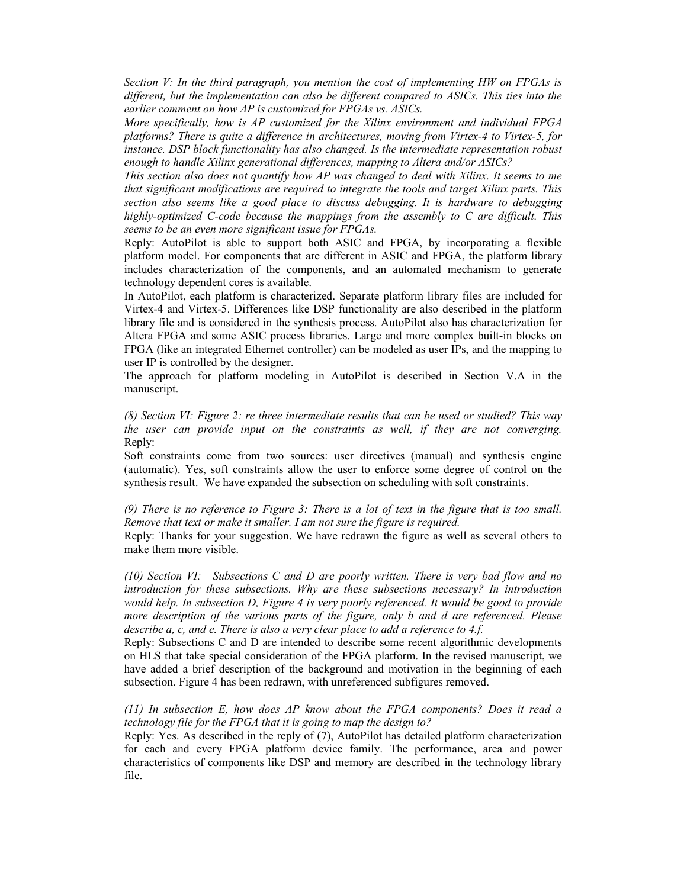*Section V: In the third paragraph, you mention the cost of implementing HW on FPGAs is different, but the implementation can also be different compared to ASICs. This ties into the earlier comment on how AP is customized for FPGAs vs. ASICs.*

*More specifically, how is AP customized for the Xilinx environment and individual FPGA platforms? There is quite a difference in architectures, moving from Virtex-4 to Virtex-5, for instance. DSP block functionality has also changed. Is the intermediate representation robust enough to handle Xilinx generational differences, mapping to Altera and/or ASICs?*

*This section also does not quantify how AP was changed to deal with Xilinx. It seems to me that significant modifications are required to integrate the tools and target Xilinx parts. This section also seems like a good place to discuss debugging. It is hardware to debugging highly-optimized C-code because the mappings from the assembly to C are difficult. This seems to be an even more significant issue for FPGAs.*

Reply: AutoPilot is able to support both ASIC and FPGA, by incorporating a flexible platform model. For components that are different in ASIC and FPGA, the platform library includes characterization of the components, and an automated mechanism to generate technology dependent cores is available.

In AutoPilot, each platform is characterized. Separate platform library files are included for Virtex-4 and Virtex-5. Differences like DSP functionality are also described in the platform library file and is considered in the synthesis process. AutoPilot also has characterization for Altera FPGA and some ASIC process libraries. Large and more complex built-in blocks on FPGA (like an integrated Ethernet controller) can be modeled as user IPs, and the mapping to user IP is controlled by the designer.

The approach for platform modeling in AutoPilot is described in Section V.A in the manuscript.

*(8) Section VI: Figure 2: re three intermediate results that can be used or studied? This way the user can provide input on the constraints as well, if they are not converging.*

Reply:

Soft constraints come from two sources: user directives (manual) and synthesis engine (automatic). Yes, soft constraints allow the user to enforce some degree of control on the synthesis result. We have expanded the subsection on scheduling with soft constraints.

*(9) There is no reference to Figure 3: There is a lot of text in the figure that is too small. Remove that text or make it smaller. I am not sure the figure is required.*

Reply: Thanks for your suggestion. We have redrawn the figure as well as several others to make them more visible.

*(10) Section VI: Subsections C and D are poorly written. There is very bad flow and no introduction for these subsections. Why are these subsections necessary? In introduction would help. In subsection D, Figure 4 is very poorly referenced. It would be good to provide more description of the various parts of the figure, only b and d are referenced. Please describe a, c, and e. There is also a very clear place to add a reference to 4.f.*

Reply: Subsections C and D are intended to describe some recent algorithmic developments on HLS that take special consideration of the FPGA platform. In the revised manuscript, we have added a brief description of the background and motivation in the beginning of each subsection. Figure 4 has been redrawn, with unreferenced subfigures removed.

*(11) In subsection E, how does AP know about the FPGA components? Does it read a technology file for the FPGA that it is going to map the design to?*

Reply: Yes. As described in the reply of (7), AutoPilot has detailed platform characterization for each and every FPGA platform device family. The performance, area and power characteristics of components like DSP and memory are described in the technology library file.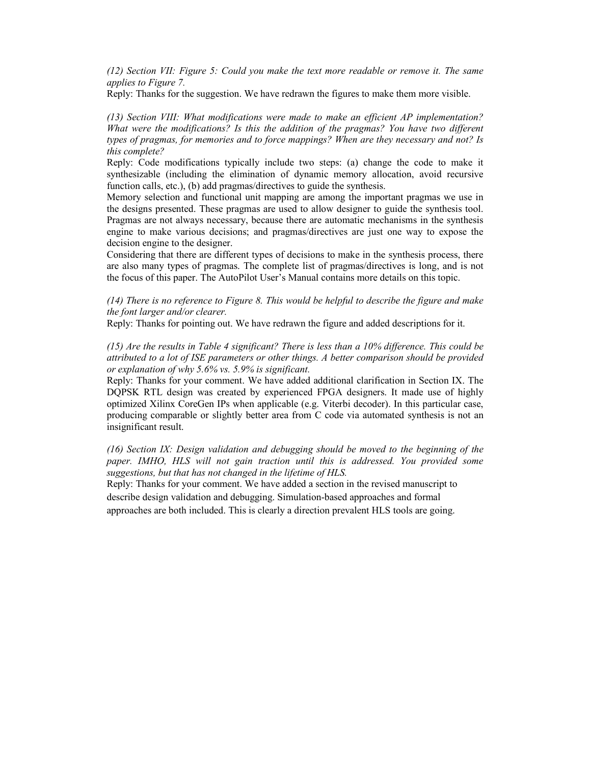*(12) Section VII: Figure 5: Could you make the text more readable or remove it. The same applies to Figure 7.*

Reply: Thanks for the suggestion. We have redrawn the figures to make them more visible.

*(13) Section VIII: What modifications were made to make an efficient AP implementation? What were the modifications? Is this the addition of the pragmas? You have two different types of pragmas, for memories and to force mappings? When are they necessary and not? Is this complete?*

Reply: Code modifications typically include two steps: (a) change the code to make it synthesizable (including the elimination of dynamic memory allocation, avoid recursive function calls, etc.), (b) add pragmas/directives to guide the synthesis.

Memory selection and functional unit mapping are among the important pragmas we use in the designs presented. These pragmas are used to allow designer to guide the synthesis tool. Pragmas are not always necessary, because there are automatic mechanisms in the synthesis engine to make various decisions; and pragmas/directives are just one way to expose the decision engine to the designer.

Considering that there are different types of decisions to make in the synthesis process, there are also many types of pragmas. The complete list of pragmas/directives is long, and is not the focus of this paper. The AutoPilot User's Manual contains more details on this topic.

*(14) There is no reference to Figure 8. This would be helpful to describe the figure and make the font larger and/or clearer.*

Reply: Thanks for pointing out. We have redrawn the figure and added descriptions for it.

*(15) Are the results in Table 4 significant? There is less than a 10% difference. This could be attributed to a lot of ISE parameters or other things. A better comparison should be provided or explanation of why 5.6% vs. 5.9% is significant.*

Reply: Thanks for your comment. We have added additional clarification in Section IX. The DQPSK RTL design was created by experienced FPGA designers. It made use of highly optimized Xilinx CoreGen IPs when applicable (e.g. Viterbi decoder). In this particular case, producing comparable or slightly better area from C code via automated synthesis is not an insignificant result.

*(16) Section IX: Design validation and debugging should be moved to the beginning of the paper. IMHO, HLS will not gain traction until this is addressed. You provided some suggestions, but that has not changed in the lifetime of HLS.*

Reply: Thanks for your comment. We have added a section in the revised manuscript to describe design validation and debugging. Simulation-based approaches and formal approaches are both included. This is clearly a direction prevalent HLS tools are going.